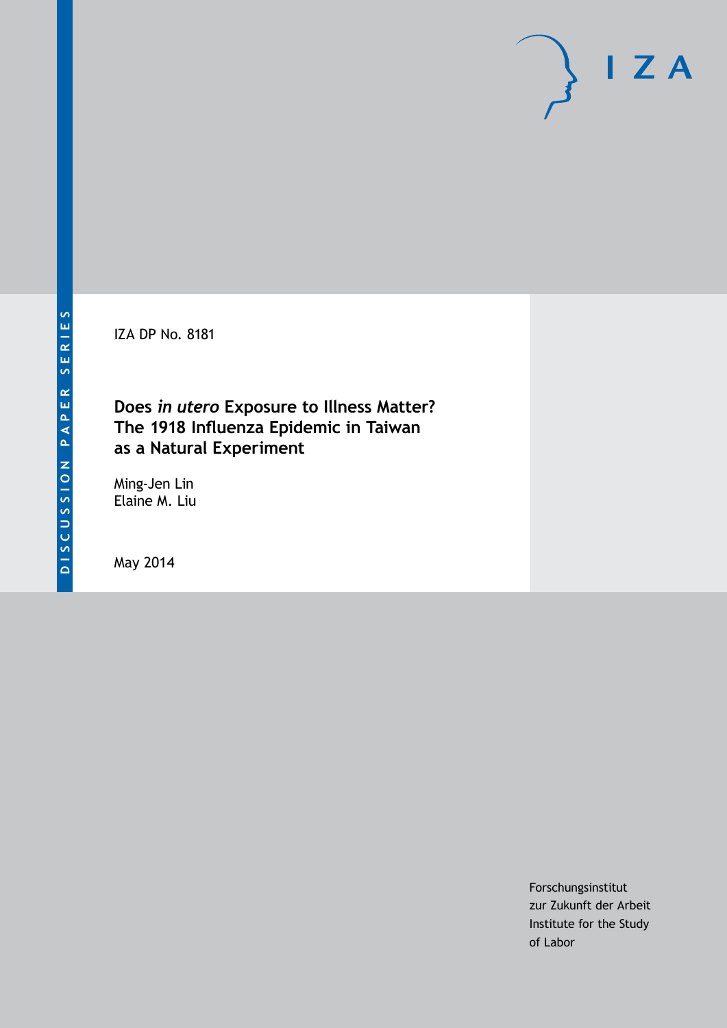DISCUSSION PAPER SERIES

IZA DP No. 8181

# Does *in utero* Exposure to Illness Matter? The 1918 Influenza Epidemic in Taiwan as a Natural Experiment

Ming-Jen Lin
Elaine M. Liu

May 2014

Forschungsinstitut
zur Zukunft der Arbeit
Institute for the Study
of Labor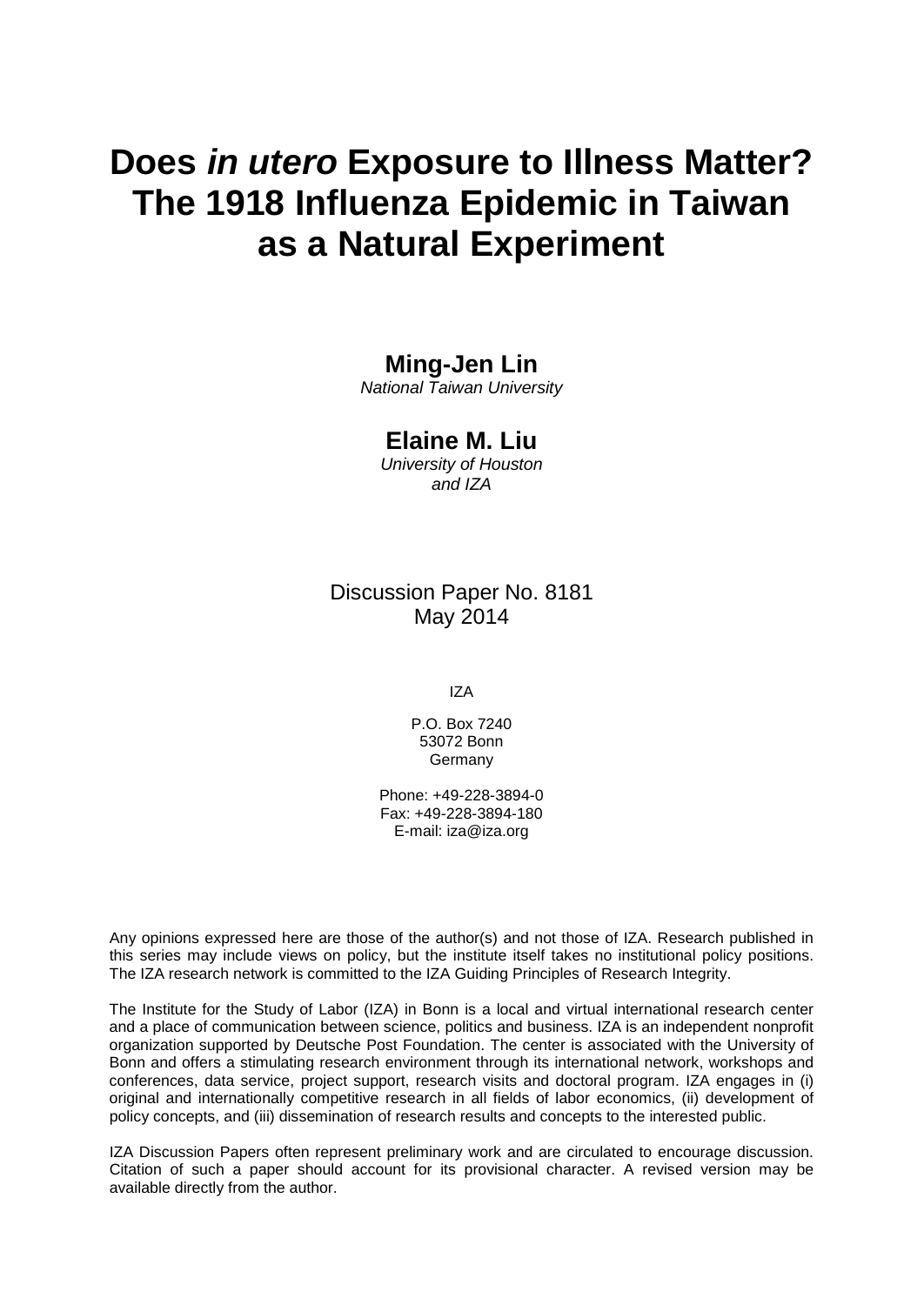# Does *in utero* Exposure to Illness Matter? The 1918 Influenza Epidemic in Taiwan as a Natural Experiment

**Ming-Jen Lin**
*National Taiwan University*

**Elaine M. Liu**
*University of Houston and IZA*

Discussion Paper No. 8181
May 2014

IZA

P.O. Box 7240
53072 Bonn
Germany

Phone: +49-228-3894-0
Fax: +49-228-3894-180
E-mail: iza@iza.org

Any opinions expressed here are those of the author(s) and not those of IZA. Research published in this series may include views on policy, but the institute itself takes no institutional policy positions. The IZA research network is committed to the IZA Guiding Principles of Research Integrity.

The Institute for the Study of Labor (IZA) in Bonn is a local and virtual international research center and a place of communication between science, politics and business. IZA is an independent nonprofit organization supported by Deutsche Post Foundation. The center is associated with the University of Bonn and offers a stimulating research environment through its international network, workshops and conferences, data service, project support, research visits and doctoral program. IZA engages in (i) original and internationally competitive research in all fields of labor economics, (ii) development of policy concepts, and (iii) dissemination of research results and concepts to the interested public.

IZA Discussion Papers often represent preliminary work and are circulated to encourage discussion. Citation of such a paper should account for its provisional character. A revised version may be available directly from the author.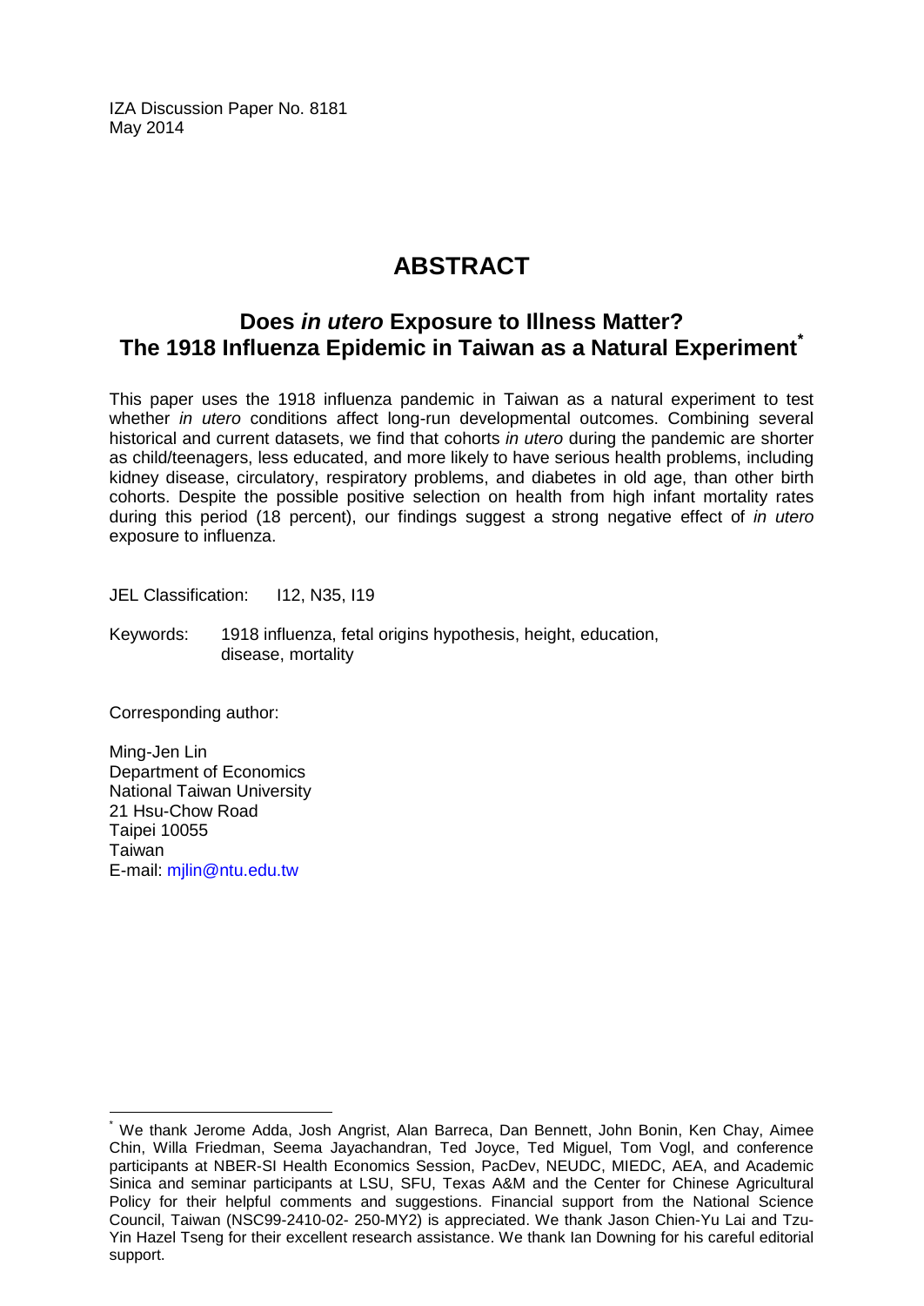IZA Discussion Paper No. 8181
May 2014

# ABSTRACT

## Does *in utero* Exposure to Illness Matter? The 1918 Influenza Epidemic in Taiwan as a Natural Experiment*

This paper uses the 1918 influenza pandemic in Taiwan as a natural experiment to test whether *in utero* conditions affect long-run developmental outcomes. Combining several historical and current datasets, we find that cohorts *in utero* during the pandemic are shorter as child/teenagers, less educated, and more likely to have serious health problems, including kidney disease, circulatory, respiratory problems, and diabetes in old age, than other birth cohorts. Despite the possible positive selection on health from high infant mortality rates during this period (18 percent), our findings suggest a strong negative effect of *in utero* exposure to influenza.

JEL Classification: I12, N35, I19

Keywords: 1918 influenza, fetal origins hypothesis, height, education, disease, mortality

Corresponding author:

Ming-Jen Lin
Department of Economics
National Taiwan University
21 Hsu-Chow Road
Taipei 10055
Taiwan
E-mail: mjlin@ntu.edu.tw

---

* We thank Jerome Adda, Josh Angrist, Alan Barreca, Dan Bennett, John Bonin, Ken Chay, Aimee Chin, Willa Friedman, Seema Jayachandran, Ted Joyce, Ted Miguel, Tom Vogl, and conference participants at NBER-SI Health Economics Session, PacDev, NEUDC, MIEDC, AEA, and Academic Sinica and seminar participants at LSU, SFU, Texas A&M and the Center for Chinese Agricultural Policy for their helpful comments and suggestions. Financial support from the National Science Council, Taiwan (NSC99-2410-02- 250-MY2) is appreciated. We thank Jason Chien-Yu Lai and Tzu-Yin Hazel Tseng for their excellent research assistance. We thank Ian Downing for his careful editorial support.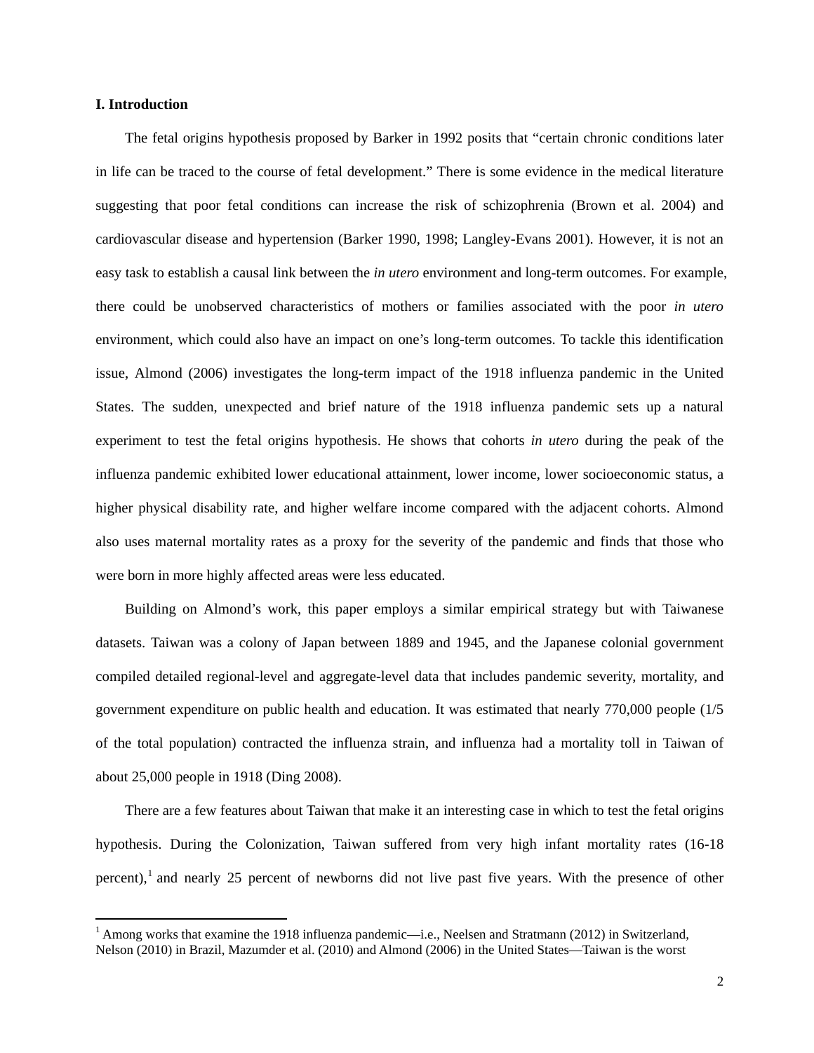## I. Introduction

The fetal origins hypothesis proposed by Barker in 1992 posits that "certain chronic conditions later in life can be traced to the course of fetal development." There is some evidence in the medical literature suggesting that poor fetal conditions can increase the risk of schizophrenia (Brown et al. 2004) and cardiovascular disease and hypertension (Barker 1990, 1998; Langley-Evans 2001). However, it is not an easy task to establish a causal link between the *in utero* environment and long-term outcomes. For example, there could be unobserved characteristics of mothers or families associated with the poor *in utero* environment, which could also have an impact on one's long-term outcomes. To tackle this identification issue, Almond (2006) investigates the long-term impact of the 1918 influenza pandemic in the United States. The sudden, unexpected and brief nature of the 1918 influenza pandemic sets up a natural experiment to test the fetal origins hypothesis. He shows that cohorts *in utero* during the peak of the influenza pandemic exhibited lower educational attainment, lower income, lower socioeconomic status, a higher physical disability rate, and higher welfare income compared with the adjacent cohorts. Almond also uses maternal mortality rates as a proxy for the severity of the pandemic and finds that those who were born in more highly affected areas were less educated.

Building on Almond's work, this paper employs a similar empirical strategy but with Taiwanese datasets. Taiwan was a colony of Japan between 1889 and 1945, and the Japanese colonial government compiled detailed regional-level and aggregate-level data that includes pandemic severity, mortality, and government expenditure on public health and education. It was estimated that nearly 770,000 people (1/5 of the total population) contracted the influenza strain, and influenza had a mortality toll in Taiwan of about 25,000 people in 1918 (Ding 2008).

There are a few features about Taiwan that make it an interesting case in which to test the fetal origins hypothesis. During the Colonization, Taiwan suffered from very high infant mortality rates (16-18 percent),[1] and nearly 25 percent of newborns did not live past five years. With the presence of other

[1] Among works that examine the 1918 influenza pandemic—i.e., Neelsen and Stratmann (2012) in Switzerland, Nelson (2010) in Brazil, Mazumder et al. (2010) and Almond (2006) in the United States—Taiwan is the worst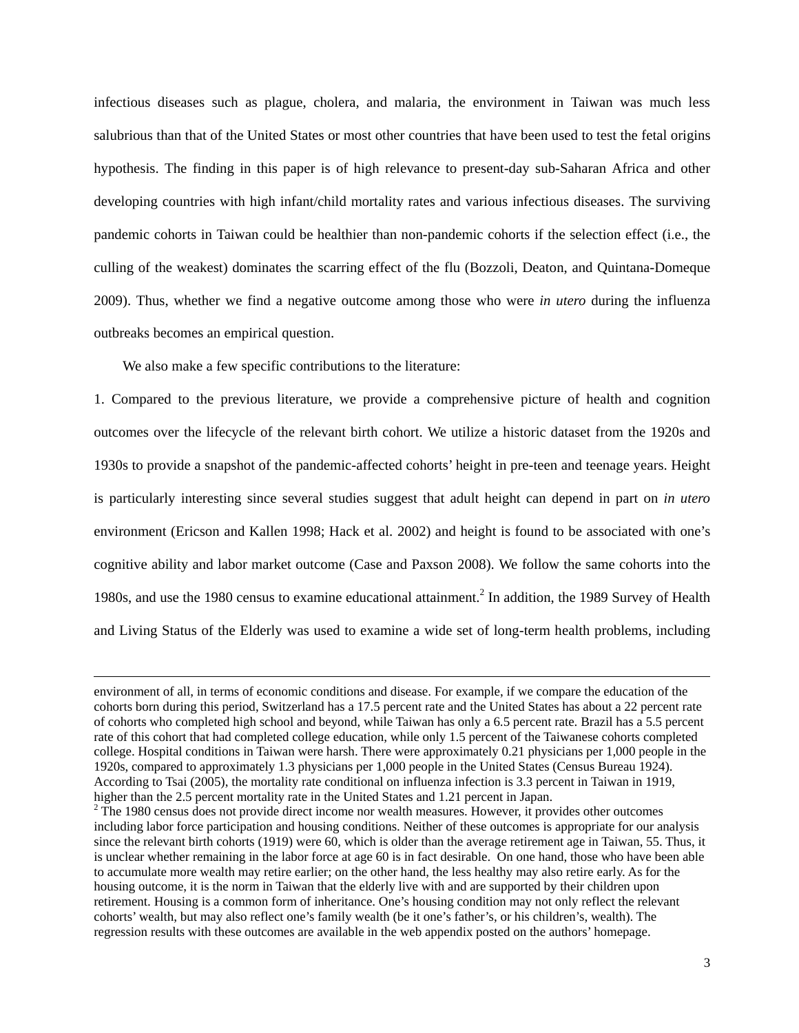infectious diseases such as plague, cholera, and malaria, the environment in Taiwan was much less salubrious than that of the United States or most other countries that have been used to test the fetal origins hypothesis. The finding in this paper is of high relevance to present-day sub-Saharan Africa and other developing countries with high infant/child mortality rates and various infectious diseases. The surviving pandemic cohorts in Taiwan could be healthier than non-pandemic cohorts if the selection effect (i.e., the culling of the weakest) dominates the scarring effect of the flu (Bozzoli, Deaton, and Quintana-Domeque 2009). Thus, whether we find a negative outcome among those who were *in utero* during the influenza outbreaks becomes an empirical question.

We also make a few specific contributions to the literature:

1. Compared to the previous literature, we provide a comprehensive picture of health and cognition outcomes over the lifecycle of the relevant birth cohort. We utilize a historic dataset from the 1920s and 1930s to provide a snapshot of the pandemic-affected cohorts' height in pre-teen and teenage years. Height is particularly interesting since several studies suggest that adult height can depend in part on *in utero* environment (Ericson and Kallen 1998; Hack et al. 2002) and height is found to be associated with one's cognitive ability and labor market outcome (Case and Paxson 2008). We follow the same cohorts into the 1980s, and use the 1980 census to examine educational attainment.[2] In addition, the 1989 Survey of Health and Living Status of the Elderly was used to examine a wide set of long-term health problems, including

---

environment of all, in terms of economic conditions and disease. For example, if we compare the education of the cohorts born during this period, Switzerland has a 17.5 percent rate and the United States has about a 22 percent rate of cohorts who completed high school and beyond, while Taiwan has only a 6.5 percent rate. Brazil has a 5.5 percent rate of this cohort that had completed college education, while only 1.5 percent of the Taiwanese cohorts completed college. Hospital conditions in Taiwan were harsh. There were approximately 0.21 physicians per 1,000 people in the 1920s, compared to approximately 1.3 physicians per 1,000 people in the United States (Census Bureau 1924). According to Tsai (2005), the mortality rate conditional on influenza infection is 3.3 percent in Taiwan in 1919, higher than the 2.5 percent mortality rate in the United States and 1.21 percent in Japan.

[2] The 1980 census does not provide direct income nor wealth measures. However, it provides other outcomes including labor force participation and housing conditions. Neither of these outcomes is appropriate for our analysis since the relevant birth cohorts (1919) were 60, which is older than the average retirement age in Taiwan, 55. Thus, it is unclear whether remaining in the labor force at age 60 is in fact desirable. On one hand, those who have been able to accumulate more wealth may retire earlier; on the other hand, the less healthy may also retire early. As for the housing outcome, it is the norm in Taiwan that the elderly live with and are supported by their children upon retirement. Housing is a common form of inheritance. One's housing condition may not only reflect the relevant cohorts' wealth, but may also reflect one's family wealth (be it one's father's, or his children's, wealth). The regression results with these outcomes are available in the web appendix posted on the authors' homepage.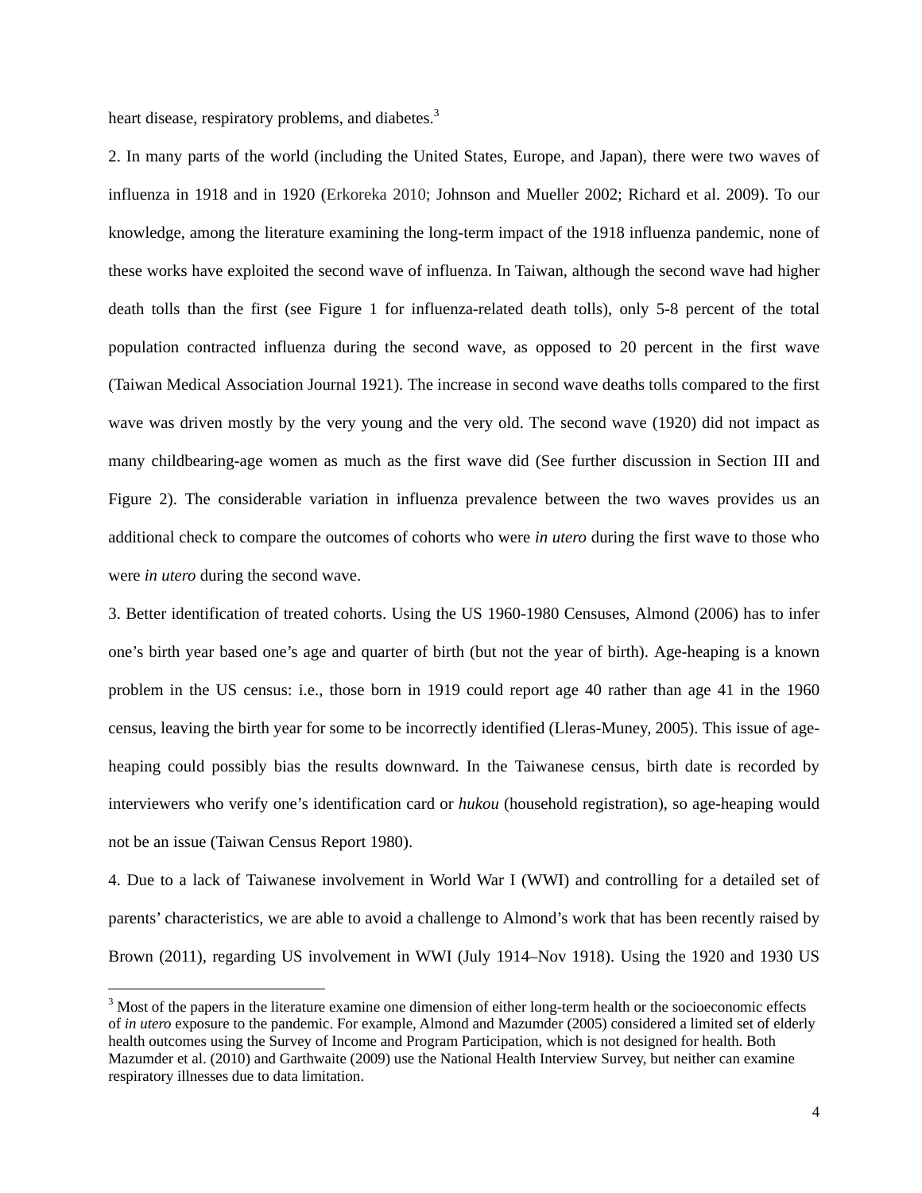heart disease, respiratory problems, and diabetes.[3]

2. In many parts of the world (including the United States, Europe, and Japan), there were two waves of influenza in 1918 and in 1920 (Erkoreka 2010; Johnson and Mueller 2002; Richard et al. 2009). To our knowledge, among the literature examining the long-term impact of the 1918 influenza pandemic, none of these works have exploited the second wave of influenza. In Taiwan, although the second wave had higher death tolls than the first (see Figure 1 for influenza-related death tolls), only 5-8 percent of the total population contracted influenza during the second wave, as opposed to 20 percent in the first wave (Taiwan Medical Association Journal 1921). The increase in second wave deaths tolls compared to the first wave was driven mostly by the very young and the very old. The second wave (1920) did not impact as many childbearing-age women as much as the first wave did (See further discussion in Section III and Figure 2). The considerable variation in influenza prevalence between the two waves provides us an additional check to compare the outcomes of cohorts who were *in utero* during the first wave to those who were *in utero* during the second wave.

3. Better identification of treated cohorts. Using the US 1960-1980 Censuses, Almond (2006) has to infer one's birth year based one's age and quarter of birth (but not the year of birth). Age-heaping is a known problem in the US census: i.e., those born in 1919 could report age 40 rather than age 41 in the 1960 census, leaving the birth year for some to be incorrectly identified (Lleras-Muney, 2005). This issue of age-heaping could possibly bias the results downward. In the Taiwanese census, birth date is recorded by interviewers who verify one's identification card or *hukou* (household registration), so age-heaping would not be an issue (Taiwan Census Report 1980).

4. Due to a lack of Taiwanese involvement in World War I (WWI) and controlling for a detailed set of parents' characteristics, we are able to avoid a challenge to Almond's work that has been recently raised by Brown (2011), regarding US involvement in WWI (July 1914–Nov 1918). Using the 1920 and 1930 US

[3] Most of the papers in the literature examine one dimension of either long-term health or the socioeconomic effects of *in utero* exposure to the pandemic. For example, Almond and Mazumder (2005) considered a limited set of elderly health outcomes using the Survey of Income and Program Participation, which is not designed for health. Both Mazumder et al. (2010) and Garthwaite (2009) use the National Health Interview Survey, but neither can examine respiratory illnesses due to data limitation.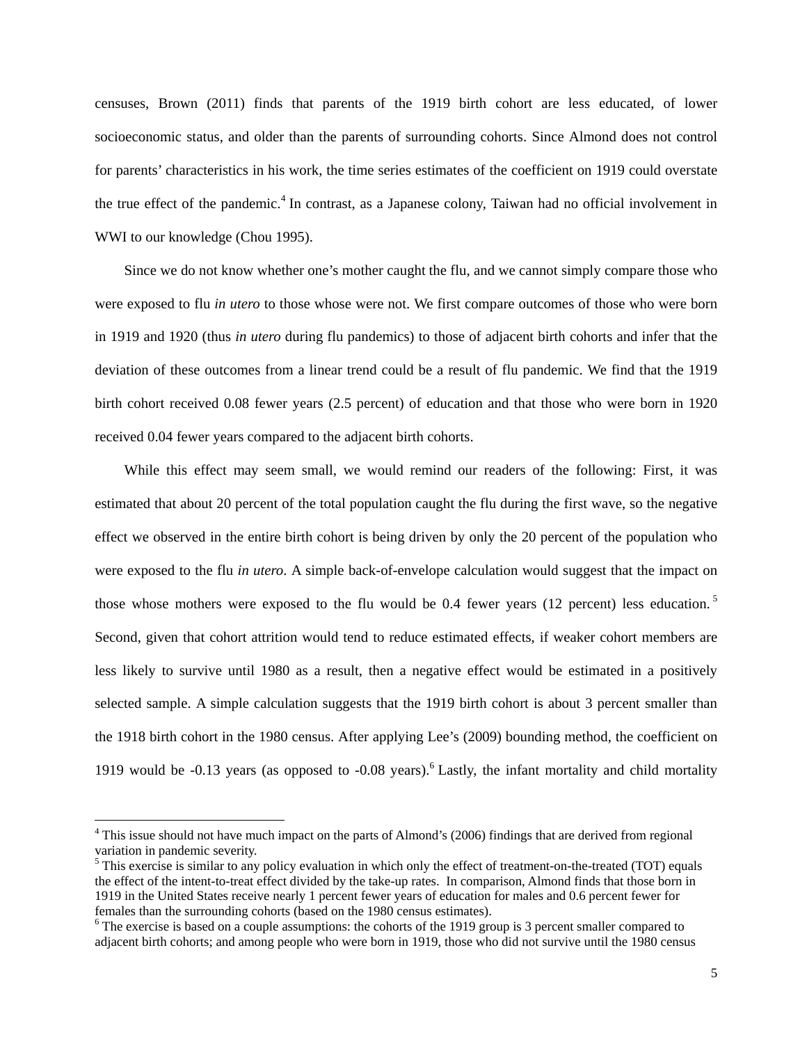censuses, Brown (2011) finds that parents of the 1919 birth cohort are less educated, of lower socioeconomic status, and older than the parents of surrounding cohorts. Since Almond does not control for parents' characteristics in his work, the time series estimates of the coefficient on 1919 could overstate the true effect of the pandemic.[4] In contrast, as a Japanese colony, Taiwan had no official involvement in WWI to our knowledge (Chou 1995).

Since we do not know whether one's mother caught the flu, and we cannot simply compare those who were exposed to flu *in utero* to those whose were not. We first compare outcomes of those who were born in 1919 and 1920 (thus *in utero* during flu pandemics) to those of adjacent birth cohorts and infer that the deviation of these outcomes from a linear trend could be a result of flu pandemic. We find that the 1919 birth cohort received 0.08 fewer years (2.5 percent) of education and that those who were born in 1920 received 0.04 fewer years compared to the adjacent birth cohorts.

While this effect may seem small, we would remind our readers of the following: First, it was estimated that about 20 percent of the total population caught the flu during the first wave, so the negative effect we observed in the entire birth cohort is being driven by only the 20 percent of the population who were exposed to the flu *in utero*. A simple back-of-envelope calculation would suggest that the impact on those whose mothers were exposed to the flu would be 0.4 fewer years (12 percent) less education.[5] Second, given that cohort attrition would tend to reduce estimated effects, if weaker cohort members are less likely to survive until 1980 as a result, then a negative effect would be estimated in a positively selected sample. A simple calculation suggests that the 1919 birth cohort is about 3 percent smaller than the 1918 birth cohort in the 1980 census. After applying Lee's (2009) bounding method, the coefficient on 1919 would be -0.13 years (as opposed to -0.08 years).[6] Lastly, the infant mortality and child mortality

---

[4] This issue should not have much impact on the parts of Almond's (2006) findings that are derived from regional variation in pandemic severity.

[5] This exercise is similar to any policy evaluation in which only the effect of treatment-on-the-treated (TOT) equals the effect of the intent-to-treat effect divided by the take-up rates. In comparison, Almond finds that those born in 1919 in the United States receive nearly 1 percent fewer years of education for males and 0.6 percent fewer for females than the surrounding cohorts (based on the 1980 census estimates).

[6] The exercise is based on a couple assumptions: the cohorts of the 1919 group is 3 percent smaller compared to adjacent birth cohorts; and among people who were born in 1919, those who did not survive until the 1980 census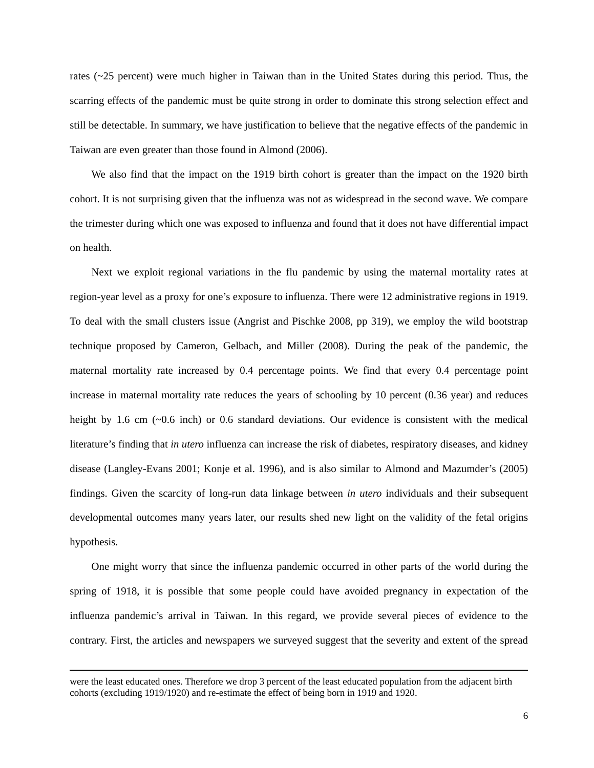rates (~25 percent) were much higher in Taiwan than in the United States during this period. Thus, the scarring effects of the pandemic must be quite strong in order to dominate this strong selection effect and still be detectable. In summary, we have justification to believe that the negative effects of the pandemic in Taiwan are even greater than those found in Almond (2006).

We also find that the impact on the 1919 birth cohort is greater than the impact on the 1920 birth cohort. It is not surprising given that the influenza was not as widespread in the second wave. We compare the trimester during which one was exposed to influenza and found that it does not have differential impact on health.

Next we exploit regional variations in the flu pandemic by using the maternal mortality rates at region-year level as a proxy for one's exposure to influenza. There were 12 administrative regions in 1919. To deal with the small clusters issue (Angrist and Pischke 2008, pp 319), we employ the wild bootstrap technique proposed by Cameron, Gelbach, and Miller (2008). During the peak of the pandemic, the maternal mortality rate increased by 0.4 percentage points. We find that every 0.4 percentage point increase in maternal mortality rate reduces the years of schooling by 10 percent (0.36 year) and reduces height by 1.6 cm (~0.6 inch) or 0.6 standard deviations. Our evidence is consistent with the medical literature's finding that *in utero* influenza can increase the risk of diabetes, respiratory diseases, and kidney disease (Langley-Evans 2001; Konje et al. 1996), and is also similar to Almond and Mazumder's (2005) findings. Given the scarcity of long-run data linkage between *in utero* individuals and their subsequent developmental outcomes many years later, our results shed new light on the validity of the fetal origins hypothesis.

One might worry that since the influenza pandemic occurred in other parts of the world during the spring of 1918, it is possible that some people could have avoided pregnancy in expectation of the influenza pandemic's arrival in Taiwan. In this regard, we provide several pieces of evidence to the contrary. First, the articles and newspapers we surveyed suggest that the severity and extent of the spread

---

were the least educated ones. Therefore we drop 3 percent of the least educated population from the adjacent birth cohorts (excluding 1919/1920) and re-estimate the effect of being born in 1919 and 1920.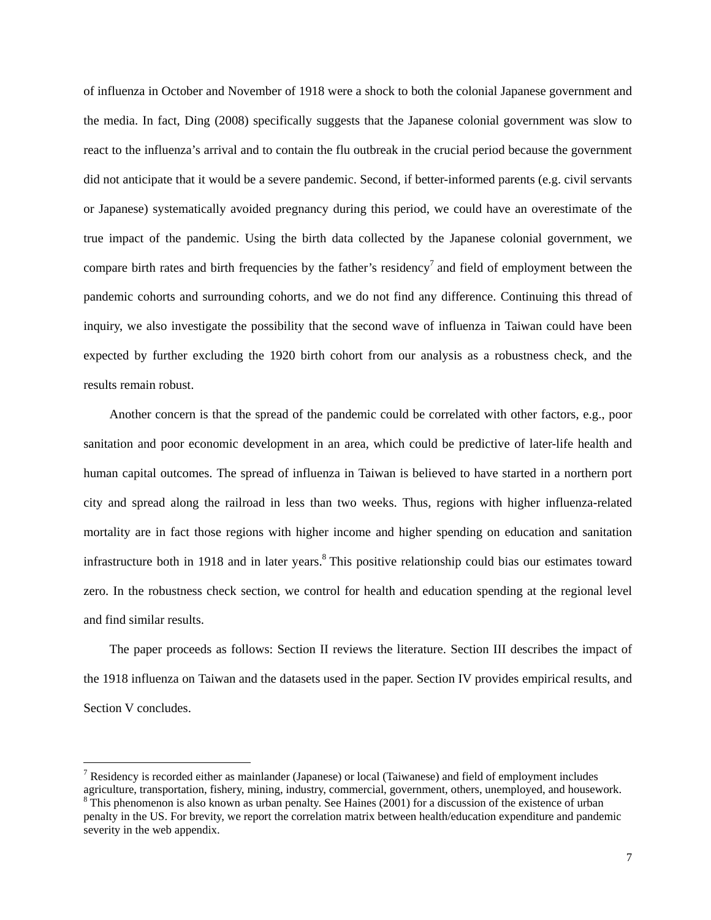of influenza in October and November of 1918 were a shock to both the colonial Japanese government and the media. In fact, Ding (2008) specifically suggests that the Japanese colonial government was slow to react to the influenza's arrival and to contain the flu outbreak in the crucial period because the government did not anticipate that it would be a severe pandemic. Second, if better-informed parents (e.g. civil servants or Japanese) systematically avoided pregnancy during this period, we could have an overestimate of the true impact of the pandemic. Using the birth data collected by the Japanese colonial government, we compare birth rates and birth frequencies by the father's residency[7] and field of employment between the pandemic cohorts and surrounding cohorts, and we do not find any difference. Continuing this thread of inquiry, we also investigate the possibility that the second wave of influenza in Taiwan could have been expected by further excluding the 1920 birth cohort from our analysis as a robustness check, and the results remain robust.

Another concern is that the spread of the pandemic could be correlated with other factors, e.g., poor sanitation and poor economic development in an area, which could be predictive of later-life health and human capital outcomes. The spread of influenza in Taiwan is believed to have started in a northern port city and spread along the railroad in less than two weeks. Thus, regions with higher influenza-related mortality are in fact those regions with higher income and higher spending on education and sanitation infrastructure both in 1918 and in later years.[8] This positive relationship could bias our estimates toward zero. In the robustness check section, we control for health and education spending at the regional level and find similar results.

The paper proceeds as follows: Section II reviews the literature. Section III describes the impact of the 1918 influenza on Taiwan and the datasets used in the paper. Section IV provides empirical results, and Section V concludes.

---

[7] Residency is recorded either as mainlander (Japanese) or local (Taiwanese) and field of employment includes agriculture, transportation, fishery, mining, industry, commercial, government, others, unemployed, and housework.

[8] This phenomenon is also known as urban penalty. See Haines (2001) for a discussion of the existence of urban penalty in the US. For brevity, we report the correlation matrix between health/education expenditure and pandemic severity in the web appendix.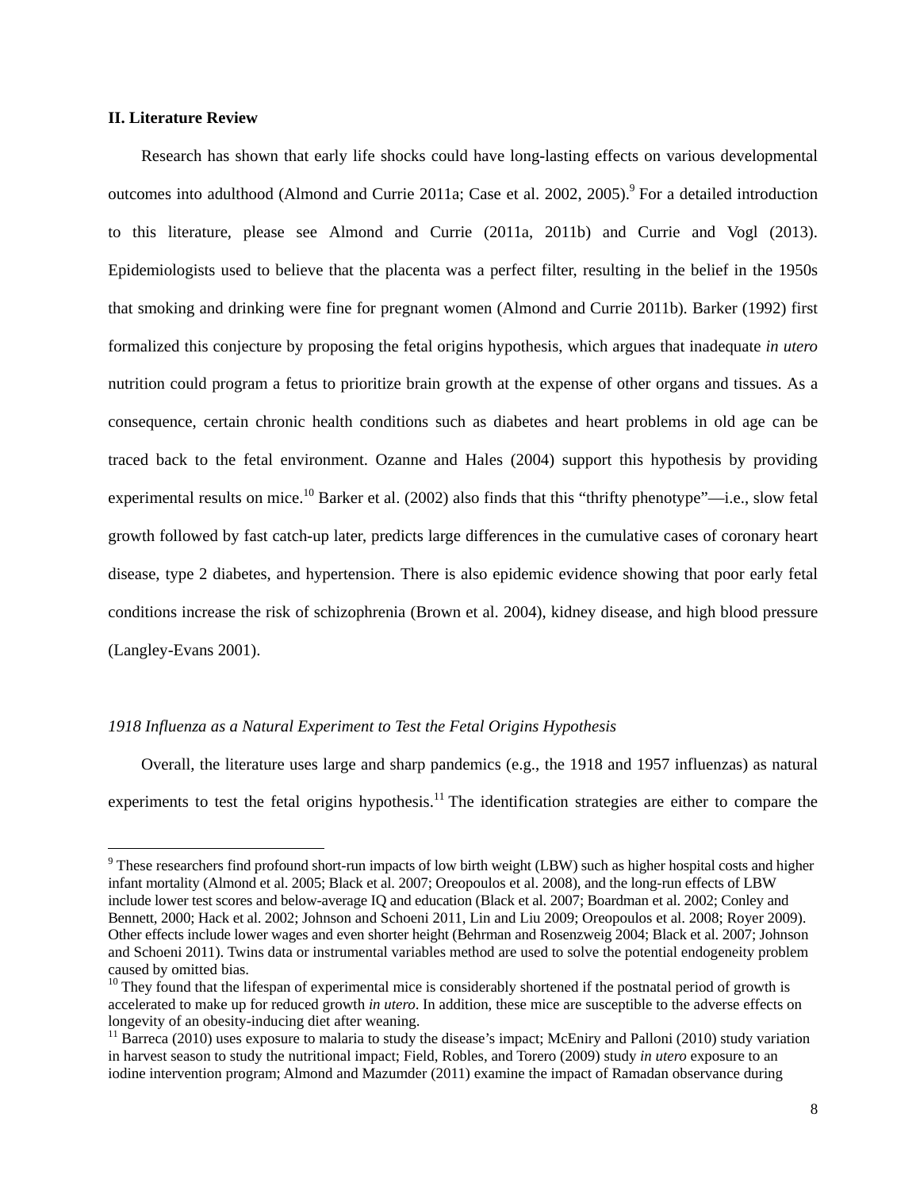## II. Literature Review

Research has shown that early life shocks could have long-lasting effects on various developmental outcomes into adulthood (Almond and Currie 2011a; Case et al. 2002, 2005).[9] For a detailed introduction to this literature, please see Almond and Currie (2011a, 2011b) and Currie and Vogl (2013). Epidemiologists used to believe that the placenta was a perfect filter, resulting in the belief in the 1950s that smoking and drinking were fine for pregnant women (Almond and Currie 2011b). Barker (1992) first formalized this conjecture by proposing the fetal origins hypothesis, which argues that inadequate *in utero* nutrition could program a fetus to prioritize brain growth at the expense of other organs and tissues. As a consequence, certain chronic health conditions such as diabetes and heart problems in old age can be traced back to the fetal environment. Ozanne and Hales (2004) support this hypothesis by providing experimental results on mice.[10] Barker et al. (2002) also finds that this "thrifty phenotype"—i.e., slow fetal growth followed by fast catch-up later, predicts large differences in the cumulative cases of coronary heart disease, type 2 diabetes, and hypertension. There is also epidemic evidence showing that poor early fetal conditions increase the risk of schizophrenia (Brown et al. 2004), kidney disease, and high blood pressure (Langley-Evans 2001).

### *1918 Influenza as a Natural Experiment to Test the Fetal Origins Hypothesis*

Overall, the literature uses large and sharp pandemics (e.g., the 1918 and 1957 influenzas) as natural experiments to test the fetal origins hypothesis.[11] The identification strategies are either to compare the

---

[9] These researchers find profound short-run impacts of low birth weight (LBW) such as higher hospital costs and higher infant mortality (Almond et al. 2005; Black et al. 2007; Oreopoulos et al. 2008), and the long-run effects of LBW include lower test scores and below-average IQ and education (Black et al. 2007; Boardman et al. 2002; Conley and Bennett, 2000; Hack et al. 2002; Johnson and Schoeni 2011, Lin and Liu 2009; Oreopoulos et al. 2008; Royer 2009). Other effects include lower wages and even shorter height (Behrman and Rosenzweig 2004; Black et al. 2007; Johnson and Schoeni 2011). Twins data or instrumental variables method are used to solve the potential endogeneity problem caused by omitted bias.

[10] They found that the lifespan of experimental mice is considerably shortened if the postnatal period of growth is accelerated to make up for reduced growth *in utero*. In addition, these mice are susceptible to the adverse effects on longevity of an obesity-inducing diet after weaning.

[11] Barreca (2010) uses exposure to malaria to study the disease's impact; McEniry and Palloni (2010) study variation in harvest season to study the nutritional impact; Field, Robles, and Torero (2009) study *in utero* exposure to an iodine intervention program; Almond and Mazumder (2011) examine the impact of Ramadan observance during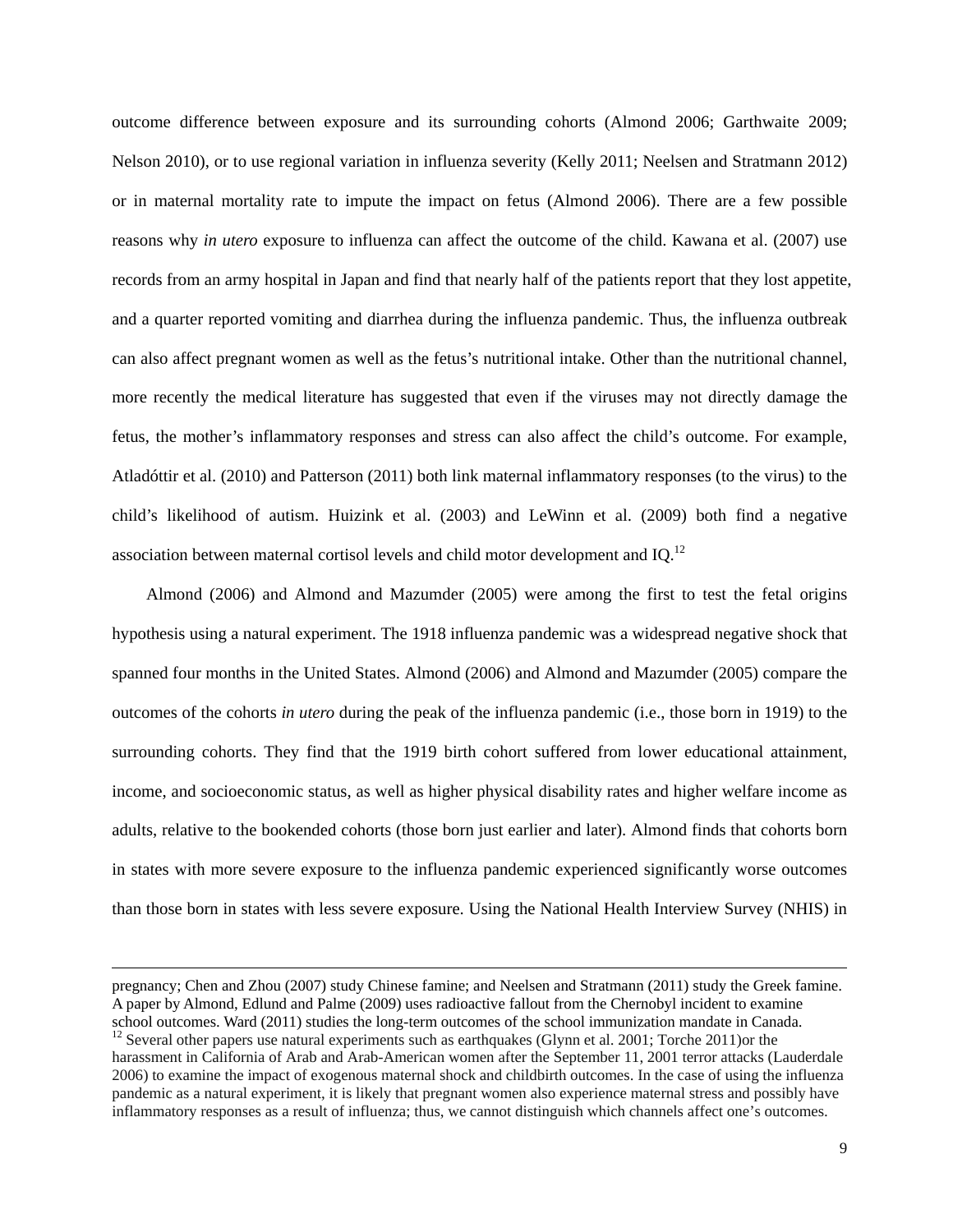outcome difference between exposure and its surrounding cohorts (Almond 2006; Garthwaite 2009; Nelson 2010), or to use regional variation in influenza severity (Kelly 2011; Neelsen and Stratmann 2012) or in maternal mortality rate to impute the impact on fetus (Almond 2006). There are a few possible reasons why *in utero* exposure to influenza can affect the outcome of the child. Kawana et al. (2007) use records from an army hospital in Japan and find that nearly half of the patients report that they lost appetite, and a quarter reported vomiting and diarrhea during the influenza pandemic. Thus, the influenza outbreak can also affect pregnant women as well as the fetus's nutritional intake. Other than the nutritional channel, more recently the medical literature has suggested that even if the viruses may not directly damage the fetus, the mother's inflammatory responses and stress can also affect the child's outcome. For example, Atladóttir et al. (2010) and Patterson (2011) both link maternal inflammatory responses (to the virus) to the child's likelihood of autism. Huizink et al. (2003) and LeWinn et al. (2009) both find a negative association between maternal cortisol levels and child motor development and IQ.[12]

Almond (2006) and Almond and Mazumder (2005) were among the first to test the fetal origins hypothesis using a natural experiment. The 1918 influenza pandemic was a widespread negative shock that spanned four months in the United States. Almond (2006) and Almond and Mazumder (2005) compare the outcomes of the cohorts *in utero* during the peak of the influenza pandemic (i.e., those born in 1919) to the surrounding cohorts. They find that the 1919 birth cohort suffered from lower educational attainment, income, and socioeconomic status, as well as higher physical disability rates and higher welfare income as adults, relative to the bookended cohorts (those born just earlier and later). Almond finds that cohorts born in states with more severe exposure to the influenza pandemic experienced significantly worse outcomes than those born in states with less severe exposure. Using the National Health Interview Survey (NHIS) in

---

pregnancy; Chen and Zhou (2007) study Chinese famine; and Neelsen and Stratmann (2011) study the Greek famine. A paper by Almond, Edlund and Palme (2009) uses radioactive fallout from the Chernobyl incident to examine school outcomes. Ward (2011) studies the long-term outcomes of the school immunization mandate in Canada.

[12] Several other papers use natural experiments such as earthquakes (Glynn et al. 2001; Torche 2011)or the harassment in California of Arab and Arab-American women after the September 11, 2001 terror attacks (Lauderdale 2006) to examine the impact of exogenous maternal shock and childbirth outcomes. In the case of using the influenza pandemic as a natural experiment, it is likely that pregnant women also experience maternal stress and possibly have inflammatory responses as a result of influenza; thus, we cannot distinguish which channels affect one's outcomes.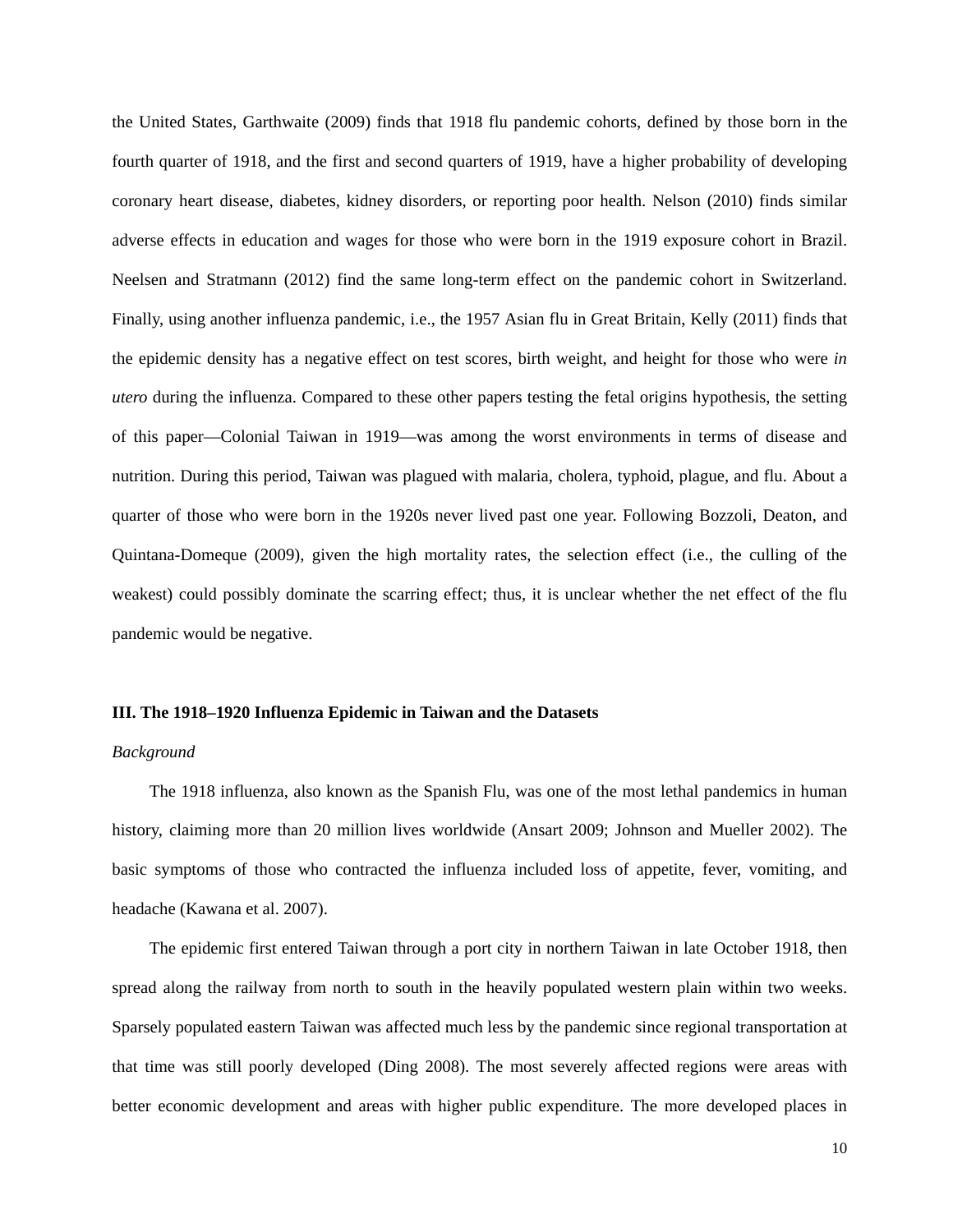the United States, Garthwaite (2009) finds that 1918 flu pandemic cohorts, defined by those born in the fourth quarter of 1918, and the first and second quarters of 1919, have a higher probability of developing coronary heart disease, diabetes, kidney disorders, or reporting poor health. Nelson (2010) finds similar adverse effects in education and wages for those who were born in the 1919 exposure cohort in Brazil. Neelsen and Stratmann (2012) find the same long-term effect on the pandemic cohort in Switzerland. Finally, using another influenza pandemic, i.e., the 1957 Asian flu in Great Britain, Kelly (2011) finds that the epidemic density has a negative effect on test scores, birth weight, and height for those who were *in utero* during the influenza. Compared to these other papers testing the fetal origins hypothesis, the setting of this paper—Colonial Taiwan in 1919—was among the worst environments in terms of disease and nutrition. During this period, Taiwan was plagued with malaria, cholera, typhoid, plague, and flu. About a quarter of those who were born in the 1920s never lived past one year. Following Bozzoli, Deaton, and Quintana-Domeque (2009), given the high mortality rates, the selection effect (i.e., the culling of the weakest) could possibly dominate the scarring effect; thus, it is unclear whether the net effect of the flu pandemic would be negative.

## III. The 1918–1920 Influenza Epidemic in Taiwan and the Datasets

*Background*

The 1918 influenza, also known as the Spanish Flu, was one of the most lethal pandemics in human history, claiming more than 20 million lives worldwide (Ansart 2009; Johnson and Mueller 2002). The basic symptoms of those who contracted the influenza included loss of appetite, fever, vomiting, and headache (Kawana et al. 2007).

The epidemic first entered Taiwan through a port city in northern Taiwan in late October 1918, then spread along the railway from north to south in the heavily populated western plain within two weeks. Sparsely populated eastern Taiwan was affected much less by the pandemic since regional transportation at that time was still poorly developed (Ding 2008). The most severely affected regions were areas with better economic development and areas with higher public expenditure. The more developed places in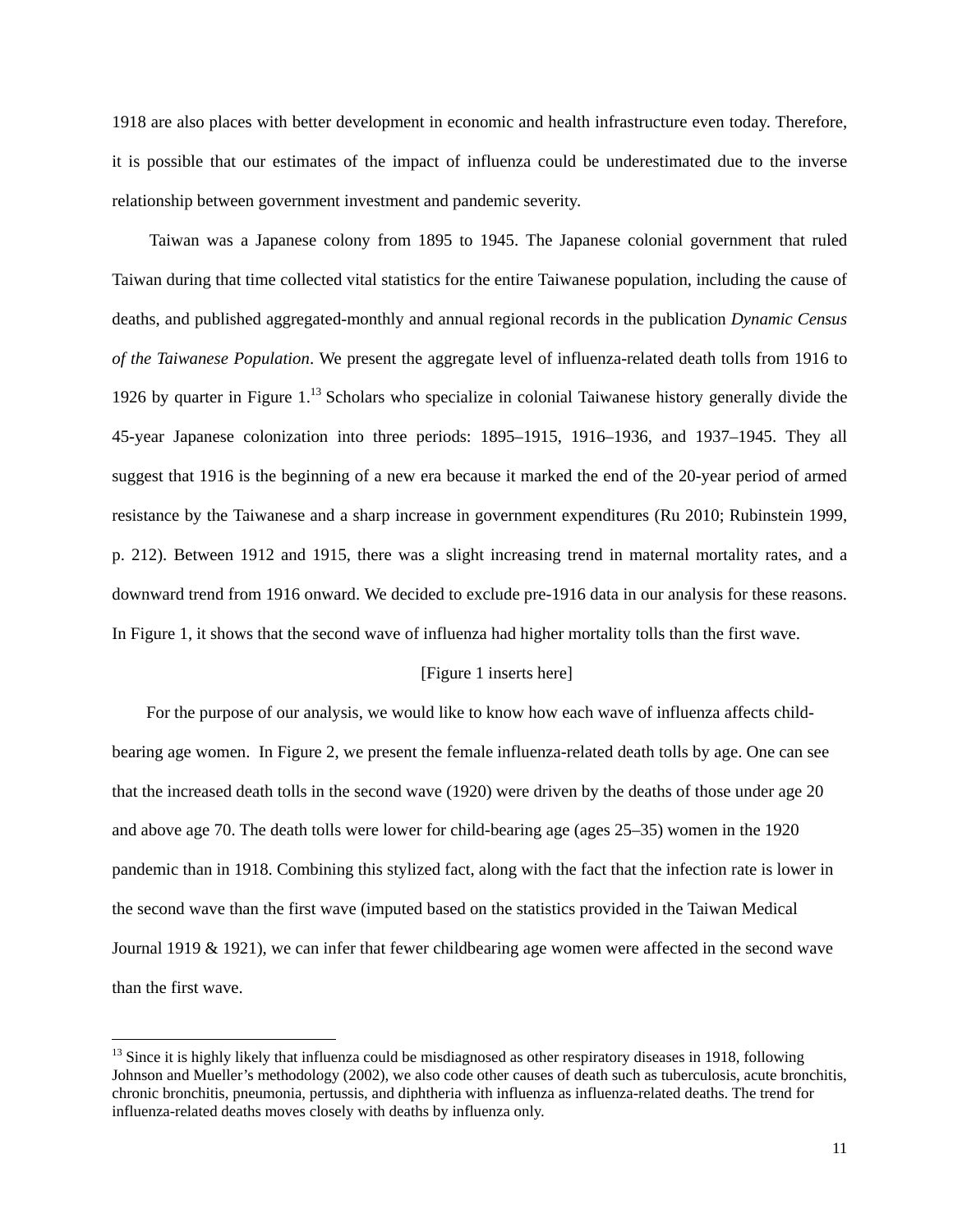1918 are also places with better development in economic and health infrastructure even today. Therefore, it is possible that our estimates of the impact of influenza could be underestimated due to the inverse relationship between government investment and pandemic severity.

Taiwan was a Japanese colony from 1895 to 1945. The Japanese colonial government that ruled Taiwan during that time collected vital statistics for the entire Taiwanese population, including the cause of deaths, and published aggregated-monthly and annual regional records in the publication *Dynamic Census of the Taiwanese Population*. We present the aggregate level of influenza-related death tolls from 1916 to 1926 by quarter in Figure 1.[13] Scholars who specialize in colonial Taiwanese history generally divide the 45-year Japanese colonization into three periods: 1895–1915, 1916–1936, and 1937–1945. They all suggest that 1916 is the beginning of a new era because it marked the end of the 20-year period of armed resistance by the Taiwanese and a sharp increase in government expenditures (Ru 2010; Rubinstein 1999, p. 212). Between 1912 and 1915, there was a slight increasing trend in maternal mortality rates, and a downward trend from 1916 onward. We decided to exclude pre-1916 data in our analysis for these reasons. In Figure 1, it shows that the second wave of influenza had higher mortality tolls than the first wave.

[Figure 1 inserts here]

For the purpose of our analysis, we would like to know how each wave of influenza affects child-bearing age women. In Figure 2, we present the female influenza-related death tolls by age. One can see that the increased death tolls in the second wave (1920) were driven by the deaths of those under age 20 and above age 70. The death tolls were lower for child-bearing age (ages 25–35) women in the 1920 pandemic than in 1918. Combining this stylized fact, along with the fact that the infection rate is lower in the second wave than the first wave (imputed based on the statistics provided in the Taiwan Medical Journal 1919 & 1921), we can infer that fewer childbearing age women were affected in the second wave than the first wave.

---

[13] Since it is highly likely that influenza could be misdiagnosed as other respiratory diseases in 1918, following Johnson and Mueller's methodology (2002), we also code other causes of death such as tuberculosis, acute bronchitis, chronic bronchitis, pneumonia, pertussis, and diphtheria with influenza as influenza-related deaths. The trend for influenza-related deaths moves closely with deaths by influenza only.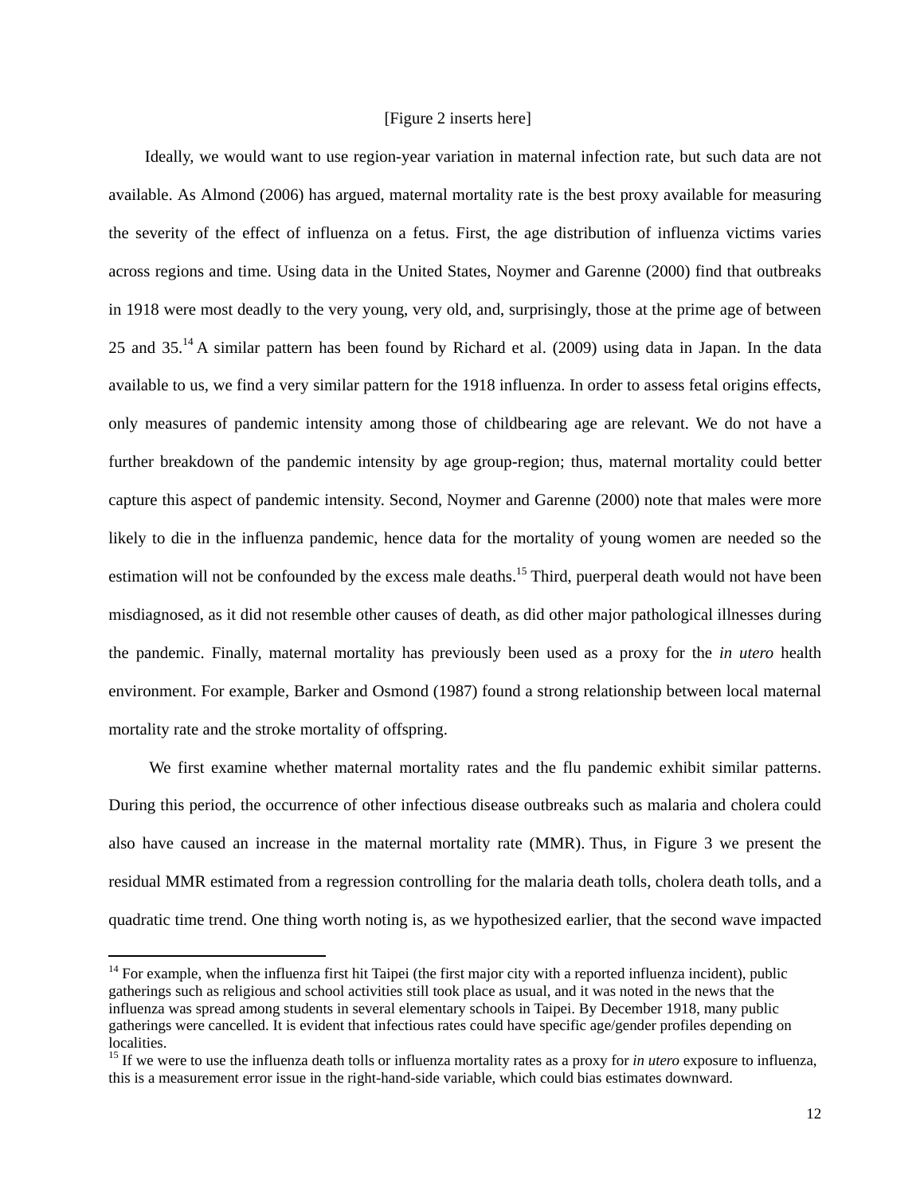[Figure 2 inserts here]

Ideally, we would want to use region-year variation in maternal infection rate, but such data are not available. As Almond (2006) has argued, maternal mortality rate is the best proxy available for measuring the severity of the effect of influenza on a fetus. First, the age distribution of influenza victims varies across regions and time. Using data in the United States, Noymer and Garenne (2000) find that outbreaks in 1918 were most deadly to the very young, very old, and, surprisingly, those at the prime age of between 25 and 35.[14] A similar pattern has been found by Richard et al. (2009) using data in Japan. In the data available to us, we find a very similar pattern for the 1918 influenza. In order to assess fetal origins effects, only measures of pandemic intensity among those of childbearing age are relevant. We do not have a further breakdown of the pandemic intensity by age group-region; thus, maternal mortality could better capture this aspect of pandemic intensity. Second, Noymer and Garenne (2000) note that males were more likely to die in the influenza pandemic, hence data for the mortality of young women are needed so the estimation will not be confounded by the excess male deaths.[15] Third, puerperal death would not have been misdiagnosed, as it did not resemble other causes of death, as did other major pathological illnesses during the pandemic. Finally, maternal mortality has previously been used as a proxy for the *in utero* health environment. For example, Barker and Osmond (1987) found a strong relationship between local maternal mortality rate and the stroke mortality of offspring.

We first examine whether maternal mortality rates and the flu pandemic exhibit similar patterns. During this period, the occurrence of other infectious disease outbreaks such as malaria and cholera could also have caused an increase in the maternal mortality rate (MMR). Thus, in Figure 3 we present the residual MMR estimated from a regression controlling for the malaria death tolls, cholera death tolls, and a quadratic time trend. One thing worth noting is, as we hypothesized earlier, that the second wave impacted

---

[14] For example, when the influenza first hit Taipei (the first major city with a reported influenza incident), public gatherings such as religious and school activities still took place as usual, and it was noted in the news that the influenza was spread among students in several elementary schools in Taipei. By December 1918, many public gatherings were cancelled. It is evident that infectious rates could have specific age/gender profiles depending on localities.

[15] If we were to use the influenza death tolls or influenza mortality rates as a proxy for *in utero* exposure to influenza, this is a measurement error issue in the right-hand-side variable, which could bias estimates downward.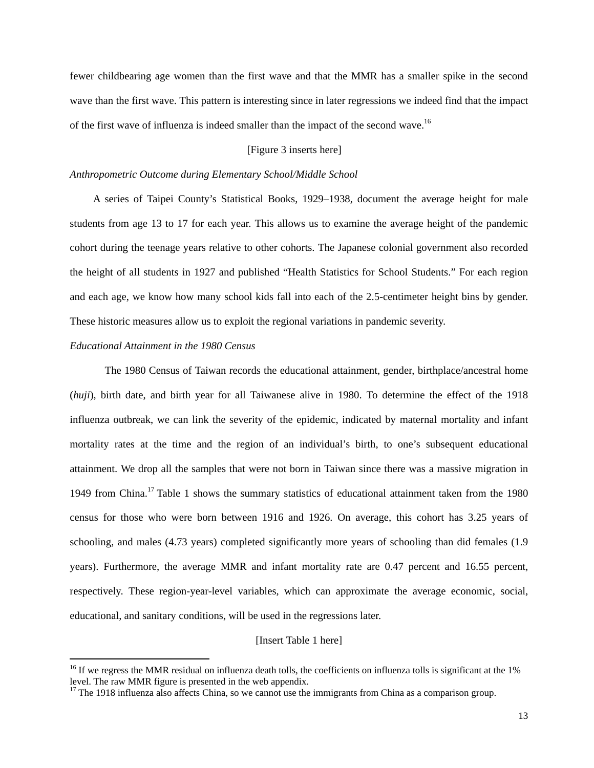fewer childbearing age women than the first wave and that the MMR has a smaller spike in the second wave than the first wave. This pattern is interesting since in later regressions we indeed find that the impact of the first wave of influenza is indeed smaller than the impact of the second wave.[16]

[Figure 3 inserts here]

*Anthropometric Outcome during Elementary School/Middle School*

A series of Taipei County's Statistical Books, 1929–1938, document the average height for male students from age 13 to 17 for each year. This allows us to examine the average height of the pandemic cohort during the teenage years relative to other cohorts. The Japanese colonial government also recorded the height of all students in 1927 and published "Health Statistics for School Students." For each region and each age, we know how many school kids fall into each of the 2.5-centimeter height bins by gender. These historic measures allow us to exploit the regional variations in pandemic severity.

*Educational Attainment in the 1980 Census*

The 1980 Census of Taiwan records the educational attainment, gender, birthplace/ancestral home (*huji*), birth date, and birth year for all Taiwanese alive in 1980. To determine the effect of the 1918 influenza outbreak, we can link the severity of the epidemic, indicated by maternal mortality and infant mortality rates at the time and the region of an individual's birth, to one's subsequent educational attainment. We drop all the samples that were not born in Taiwan since there was a massive migration in 1949 from China.[17] Table 1 shows the summary statistics of educational attainment taken from the 1980 census for those who were born between 1916 and 1926. On average, this cohort has 3.25 years of schooling, and males (4.73 years) completed significantly more years of schooling than did females (1.9 years). Furthermore, the average MMR and infant mortality rate are 0.47 percent and 16.55 percent, respectively. These region-year-level variables, which can approximate the average economic, social, educational, and sanitary conditions, will be used in the regressions later.

[Insert Table 1 here]

[16] If we regress the MMR residual on influenza death tolls, the coefficients on influenza tolls is significant at the 1% level. The raw MMR figure is presented in the web appendix.

[17] The 1918 influenza also affects China, so we cannot use the immigrants from China as a comparison group.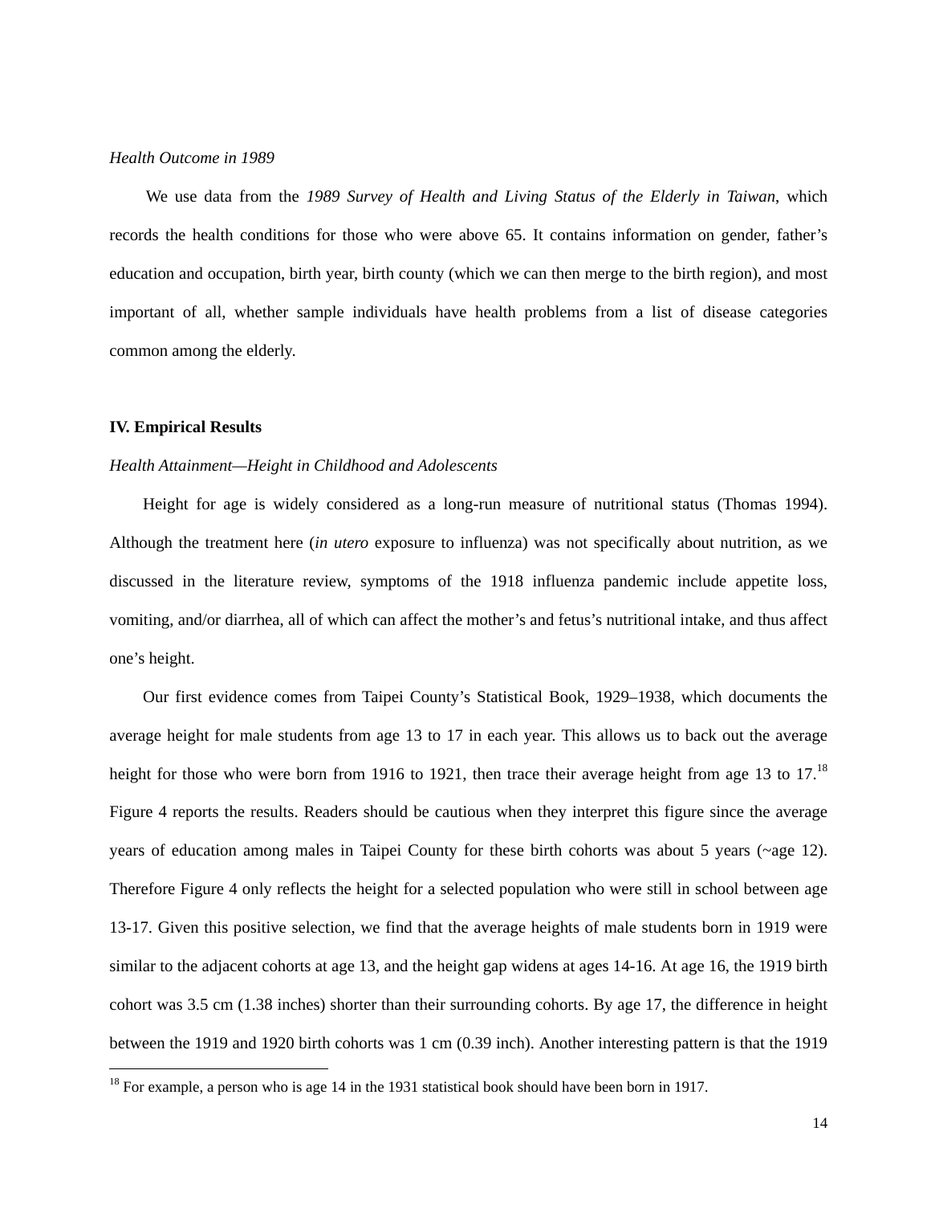*Health Outcome in 1989*

We use data from the *1989 Survey of Health and Living Status of the Elderly in Taiwan*, which records the health conditions for those who were above 65. It contains information on gender, father's education and occupation, birth year, birth county (which we can then merge to the birth region), and most important of all, whether sample individuals have health problems from a list of disease categories common among the elderly.

## IV. Empirical Results

*Health Attainment—Height in Childhood and Adolescents*

Height for age is widely considered as a long-run measure of nutritional status (Thomas 1994). Although the treatment here (*in utero* exposure to influenza) was not specifically about nutrition, as we discussed in the literature review, symptoms of the 1918 influenza pandemic include appetite loss, vomiting, and/or diarrhea, all of which can affect the mother's and fetus's nutritional intake, and thus affect one's height.

Our first evidence comes from Taipei County's Statistical Book, 1929–1938, which documents the average height for male students from age 13 to 17 in each year. This allows us to back out the average height for those who were born from 1916 to 1921, then trace their average height from age 13 to 17.[18] Figure 4 reports the results. Readers should be cautious when they interpret this figure since the average years of education among males in Taipei County for these birth cohorts was about 5 years (~age 12). Therefore Figure 4 only reflects the height for a selected population who were still in school between age 13-17. Given this positive selection, we find that the average heights of male students born in 1919 were similar to the adjacent cohorts at age 13, and the height gap widens at ages 14-16. At age 16, the 1919 birth cohort was 3.5 cm (1.38 inches) shorter than their surrounding cohorts. By age 17, the difference in height between the 1919 and 1920 birth cohorts was 1 cm (0.39 inch). Another interesting pattern is that the 1919

[18] For example, a person who is age 14 in the 1931 statistical book should have been born in 1917.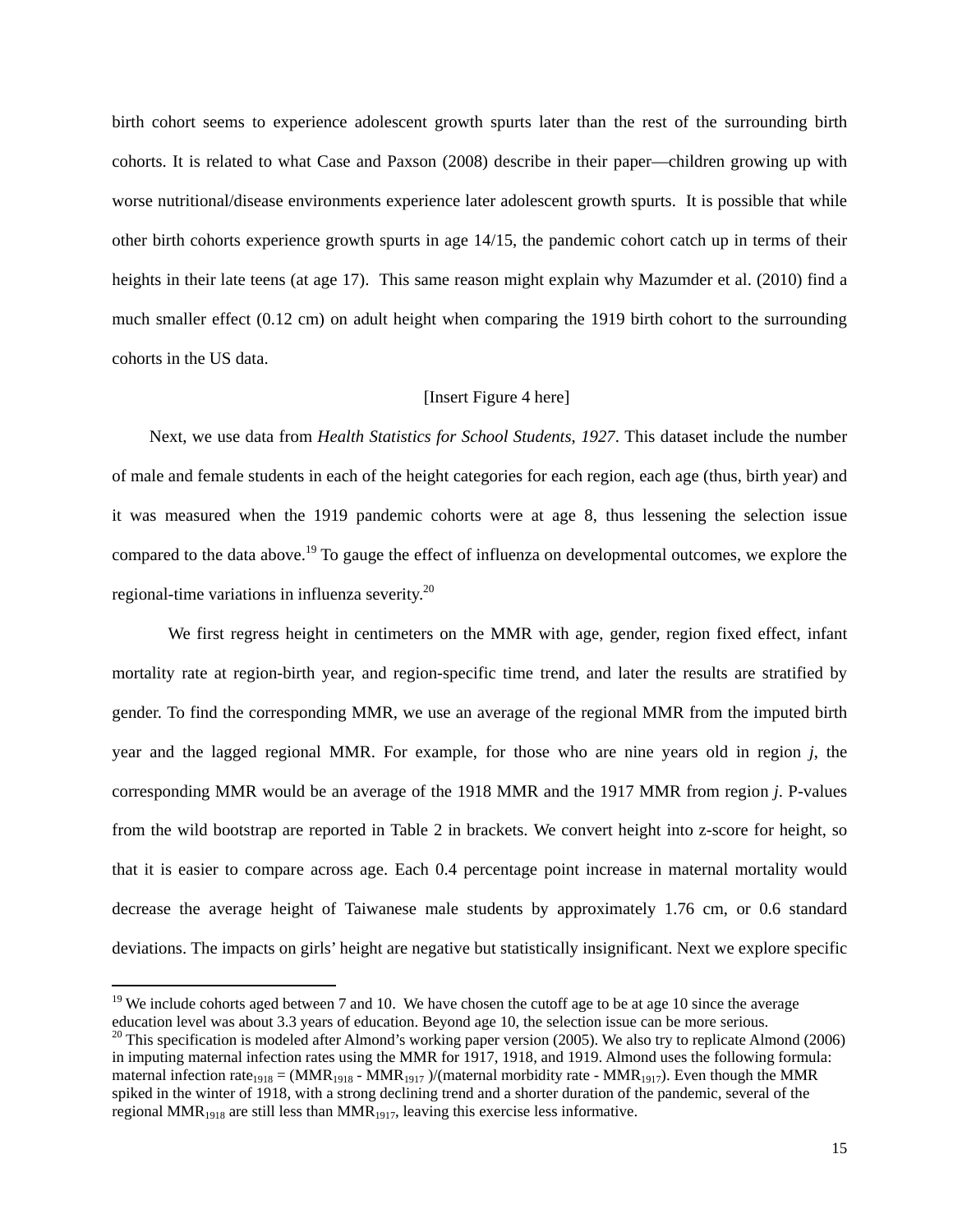birth cohort seems to experience adolescent growth spurts later than the rest of the surrounding birth cohorts. It is related to what Case and Paxson (2008) describe in their paper—children growing up with worse nutritional/disease environments experience later adolescent growth spurts. It is possible that while other birth cohorts experience growth spurts in age 14/15, the pandemic cohort catch up in terms of their heights in their late teens (at age 17). This same reason might explain why Mazumder et al. (2010) find a much smaller effect (0.12 cm) on adult height when comparing the 1919 birth cohort to the surrounding cohorts in the US data.

[Insert Figure 4 here]

Next, we use data from *Health Statistics for School Students, 1927*. This dataset include the number of male and female students in each of the height categories for each region, each age (thus, birth year) and it was measured when the 1919 pandemic cohorts were at age 8, thus lessening the selection issue compared to the data above.[19] To gauge the effect of influenza on developmental outcomes, we explore the regional-time variations in influenza severity.[20]

We first regress height in centimeters on the MMR with age, gender, region fixed effect, infant mortality rate at region-birth year, and region-specific time trend, and later the results are stratified by gender. To find the corresponding MMR, we use an average of the regional MMR from the imputed birth year and the lagged regional MMR. For example, for those who are nine years old in region *j*, the corresponding MMR would be an average of the 1918 MMR and the 1917 MMR from region *j*. P-values from the wild bootstrap are reported in Table 2 in brackets. We convert height into z-score for height, so that it is easier to compare across age. Each 0.4 percentage point increase in maternal mortality would decrease the average height of Taiwanese male students by approximately 1.76 cm, or 0.6 standard deviations. The impacts on girls' height are negative but statistically insignificant. Next we explore specific

---

[19] We include cohorts aged between 7 and 10. We have chosen the cutoff age to be at age 10 since the average education level was about 3.3 years of education. Beyond age 10, the selection issue can be more serious.

[20] This specification is modeled after Almond's working paper version (2005). We also try to replicate Almond (2006) in imputing maternal infection rates using the MMR for 1917, 1918, and 1919. Almond uses the following formula: maternal infection $\text{rate}_{1918} = (\text{MMR}_{1918} - \text{MMR}_{1917})/(\text{maternal morbidity rate} - \text{MMR}_{1917})$. Even though the MMR spiked in the winter of 1918, with a strong declining trend and a shorter duration of the pandemic, several of the regional $\text{MMR}_{1918}$ are still less than $\text{MMR}_{1917}$, leaving this exercise less informative.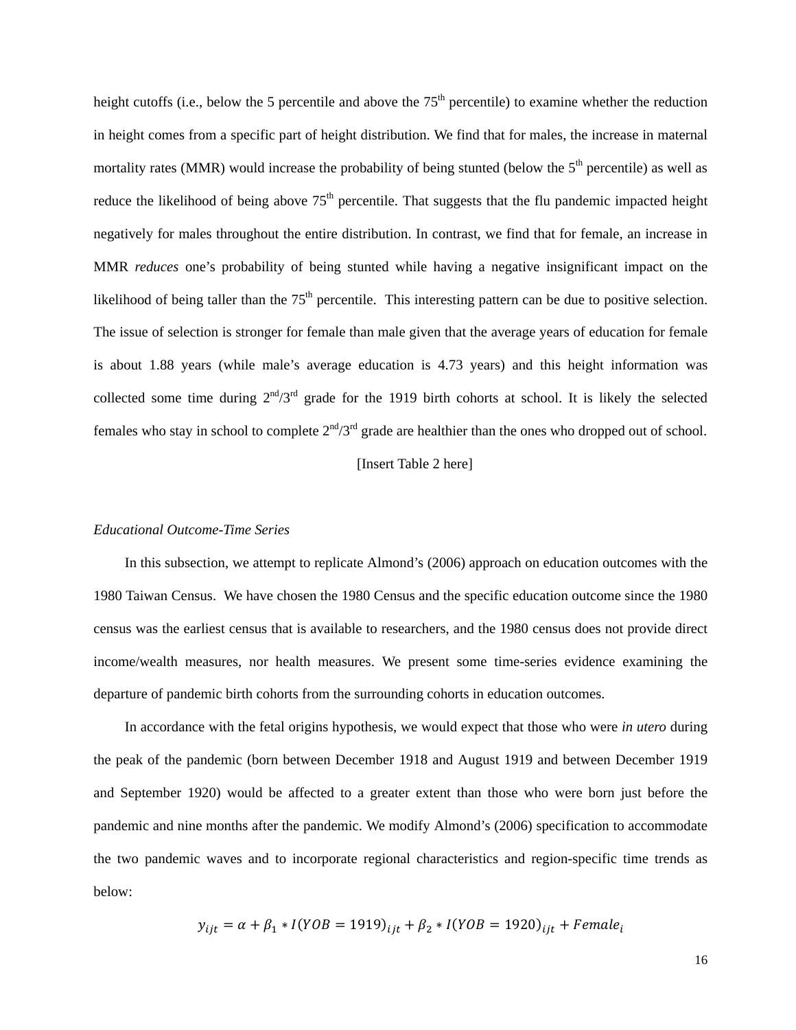height cutoffs (i.e., below the 5 percentile and above the 75th percentile) to examine whether the reduction in height comes from a specific part of height distribution. We find that for males, the increase in maternal mortality rates (MMR) would increase the probability of being stunted (below the 5th percentile) as well as reduce the likelihood of being above 75th percentile. That suggests that the flu pandemic impacted height negatively for males throughout the entire distribution. In contrast, we find that for female, an increase in MMR *reduces* one's probability of being stunted while having a negative insignificant impact on the likelihood of being taller than the 75th percentile. This interesting pattern can be due to positive selection. The issue of selection is stronger for female than male given that the average years of education for female is about 1.88 years (while male's average education is 4.73 years) and this height information was collected some time during 2nd/3rd grade for the 1919 birth cohorts at school. It is likely the selected females who stay in school to complete 2nd/3rd grade are healthier than the ones who dropped out of school.

[Insert Table 2 here]

*Educational Outcome-Time Series*

In this subsection, we attempt to replicate Almond's (2006) approach on education outcomes with the 1980 Taiwan Census. We have chosen the 1980 Census and the specific education outcome since the 1980 census was the earliest census that is available to researchers, and the 1980 census does not provide direct income/wealth measures, nor health measures. We present some time-series evidence examining the departure of pandemic birth cohorts from the surrounding cohorts in education outcomes.

In accordance with the fetal origins hypothesis, we would expect that those who were *in utero* during the peak of the pandemic (born between December 1918 and August 1919 and between December 1919 and September 1920) would be affected to a greater extent than those who were born just before the pandemic and nine months after the pandemic. We modify Almond's (2006) specification to accommodate the two pandemic waves and to incorporate regional characteristics and region-specific time trends as below:

$$y_{ijt} = \alpha + \beta_1 * I(YOB = 1919)_{ijt} + \beta_2 * I(YOB = 1920)_{ijt} + Female_i$$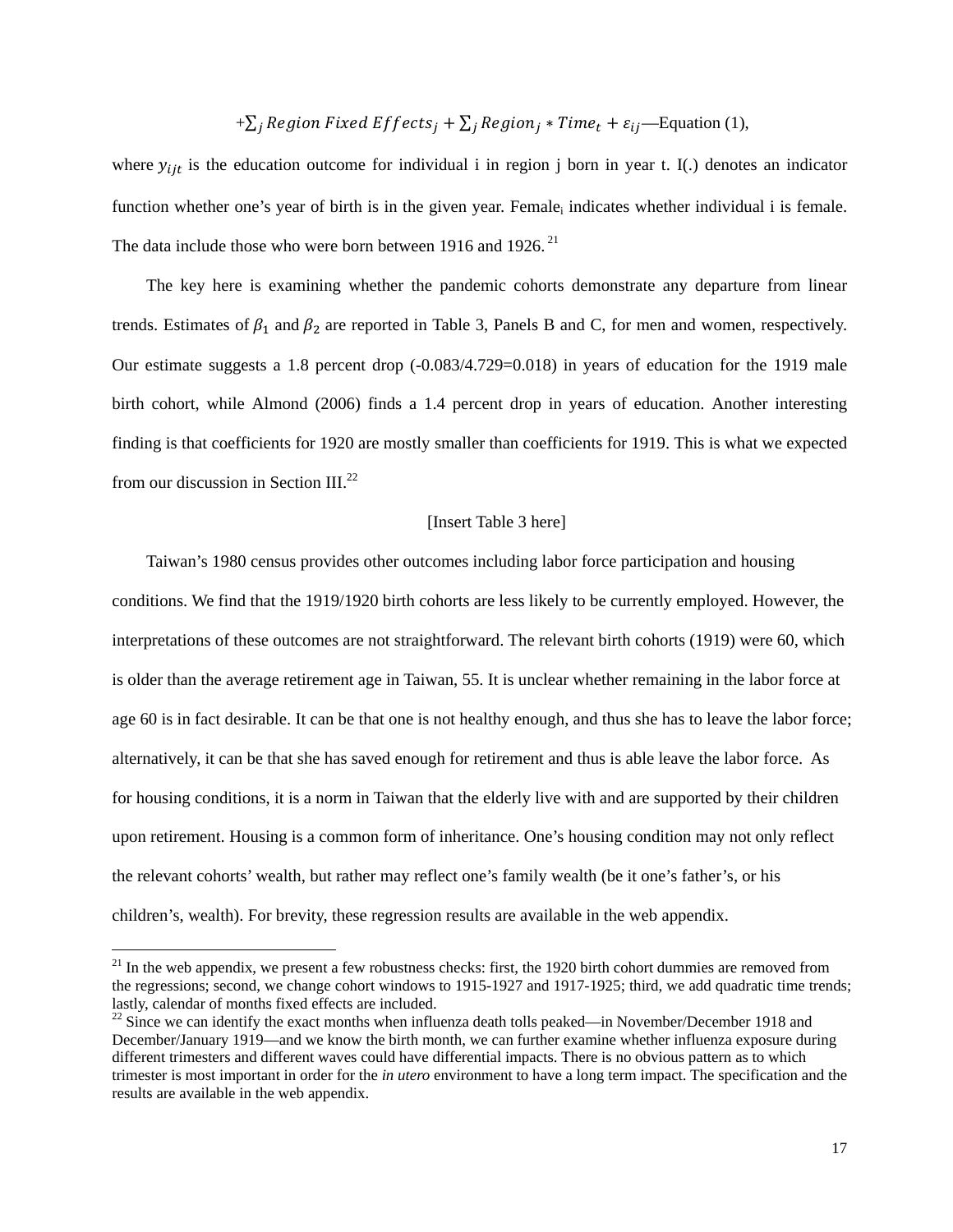$$+\sum_j Region\ Fixed\ Effects_j + \sum_j Region_j * Time_t + \varepsilon_{ij}\text{—Equation (1),}$$

where $y_{ijt}$ is the education outcome for individual i in region j born in year t. I(.) denotes an indicator function whether one's year of birth is in the given year. $\text{Female}_i$ indicates whether individual i is female. The data include those who were born between 1916 and 1926.[21]

The key here is examining whether the pandemic cohorts demonstrate any departure from linear trends. Estimates of $\beta_1$ and $\beta_2$ are reported in Table 3, Panels B and C, for men and women, respectively. Our estimate suggests a 1.8 percent drop (-0.083/4.729=0.018) in years of education for the 1919 male birth cohort, while Almond (2006) finds a 1.4 percent drop in years of education. Another interesting finding is that coefficients for 1920 are mostly smaller than coefficients for 1919. This is what we expected from our discussion in Section III.[22]

[Insert Table 3 here]

Taiwan's 1980 census provides other outcomes including labor force participation and housing conditions. We find that the 1919/1920 birth cohorts are less likely to be currently employed. However, the interpretations of these outcomes are not straightforward. The relevant birth cohorts (1919) were 60, which is older than the average retirement age in Taiwan, 55. It is unclear whether remaining in the labor force at age 60 is in fact desirable. It can be that one is not healthy enough, and thus she has to leave the labor force; alternatively, it can be that she has saved enough for retirement and thus is able leave the labor force. As for housing conditions, it is a norm in Taiwan that the elderly live with and are supported by their children upon retirement. Housing is a common form of inheritance. One's housing condition may not only reflect the relevant cohorts' wealth, but rather may reflect one's family wealth (be it one's father's, or his children's, wealth). For brevity, these regression results are available in the web appendix.

---

[21] In the web appendix, we present a few robustness checks: first, the 1920 birth cohort dummies are removed from the regressions; second, we change cohort windows to 1915-1927 and 1917-1925; third, we add quadratic time trends; lastly, calendar of months fixed effects are included.

[22] Since we can identify the exact months when influenza death tolls peaked—in November/December 1918 and December/January 1919—and we know the birth month, we can further examine whether influenza exposure during different trimesters and different waves could have differential impacts. There is no obvious pattern as to which trimester is most important in order for the *in utero* environment to have a long term impact. The specification and the results are available in the web appendix.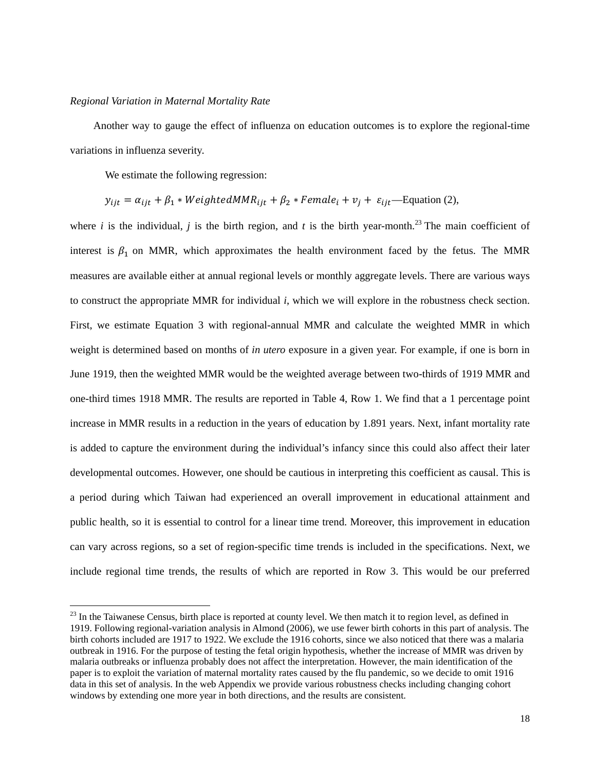*Regional Variation in Maternal Mortality Rate*

Another way to gauge the effect of influenza on education outcomes is to explore the regional-time variations in influenza severity.

We estimate the following regression:

$y_{ijt} = \alpha_{ijt} + \beta_1 * WeightedMMR_{ijt} + \beta_2 * Female_i + v_j + \varepsilon_{ijt}$—Equation (2),

where *i* is the individual, *j* is the birth region, and *t* is the birth year-month.[23] The main coefficient of interest is $\beta_1$ on MMR, which approximates the health environment faced by the fetus. The MMR measures are available either at annual regional levels or monthly aggregate levels. There are various ways to construct the appropriate MMR for individual *i*, which we will explore in the robustness check section. First, we estimate Equation 3 with regional-annual MMR and calculate the weighted MMR in which weight is determined based on months of *in utero* exposure in a given year. For example, if one is born in June 1919, then the weighted MMR would be the weighted average between two-thirds of 1919 MMR and one-third times 1918 MMR. The results are reported in Table 4, Row 1. We find that a 1 percentage point increase in MMR results in a reduction in the years of education by 1.891 years. Next, infant mortality rate is added to capture the environment during the individual's infancy since this could also affect their later developmental outcomes. However, one should be cautious in interpreting this coefficient as causal. This is a period during which Taiwan had experienced an overall improvement in educational attainment and public health, so it is essential to control for a linear time trend. Moreover, this improvement in education can vary across regions, so a set of region-specific time trends is included in the specifications. Next, we include regional time trends, the results of which are reported in Row 3. This would be our preferred

[23] In the Taiwanese Census, birth place is reported at county level. We then match it to region level, as defined in 1919. Following regional-variation analysis in Almond (2006), we use fewer birth cohorts in this part of analysis. The birth cohorts included are 1917 to 1922. We exclude the 1916 cohorts, since we also noticed that there was a malaria outbreak in 1916. For the purpose of testing the fetal origin hypothesis, whether the increase of MMR was driven by malaria outbreaks or influenza probably does not affect the interpretation. However, the main identification of the paper is to exploit the variation of maternal mortality rates caused by the flu pandemic, so we decide to omit 1916 data in this set of analysis. In the web Appendix we provide various robustness checks including changing cohort windows by extending one more year in both directions, and the results are consistent.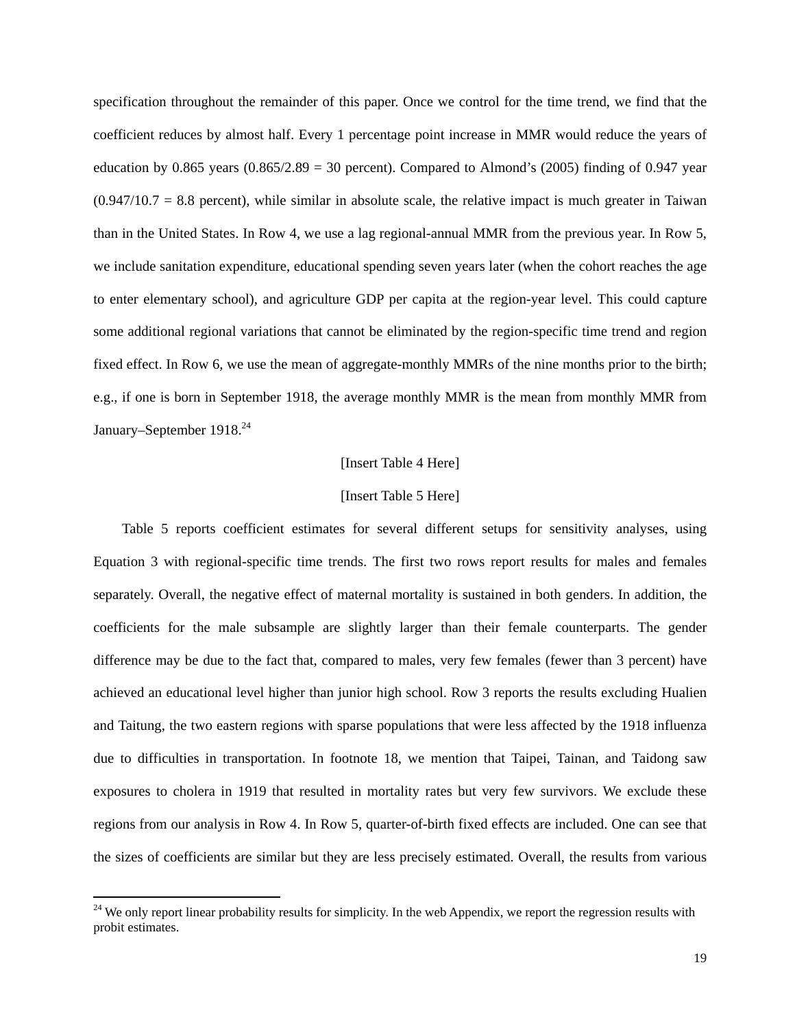specification throughout the remainder of this paper. Once we control for the time trend, we find that the coefficient reduces by almost half. Every 1 percentage point increase in MMR would reduce the years of education by 0.865 years (0.865/2.89 = 30 percent). Compared to Almond's (2005) finding of 0.947 year (0.947/10.7 = 8.8 percent), while similar in absolute scale, the relative impact is much greater in Taiwan than in the United States. In Row 4, we use a lag regional-annual MMR from the previous year. In Row 5, we include sanitation expenditure, educational spending seven years later (when the cohort reaches the age to enter elementary school), and agriculture GDP per capita at the region-year level. This could capture some additional regional variations that cannot be eliminated by the region-specific time trend and region fixed effect. In Row 6, we use the mean of aggregate-monthly MMRs of the nine months prior to the birth; e.g., if one is born in September 1918, the average monthly MMR is the mean from monthly MMR from January–September 1918.[24]

[Insert Table 4 Here]

[Insert Table 5 Here]

Table 5 reports coefficient estimates for several different setups for sensitivity analyses, using Equation 3 with regional-specific time trends. The first two rows report results for males and females separately. Overall, the negative effect of maternal mortality is sustained in both genders. In addition, the coefficients for the male subsample are slightly larger than their female counterparts. The gender difference may be due to the fact that, compared to males, very few females (fewer than 3 percent) have achieved an educational level higher than junior high school. Row 3 reports the results excluding Hualien and Taitung, the two eastern regions with sparse populations that were less affected by the 1918 influenza due to difficulties in transportation. In footnote 18, we mention that Taipei, Tainan, and Taidong saw exposures to cholera in 1919 that resulted in mortality rates but very few survivors. We exclude these regions from our analysis in Row 4. In Row 5, quarter-of-birth fixed effects are included. One can see that the sizes of coefficients are similar but they are less precisely estimated. Overall, the results from various

[24] We only report linear probability results for simplicity. In the web Appendix, we report the regression results with probit estimates.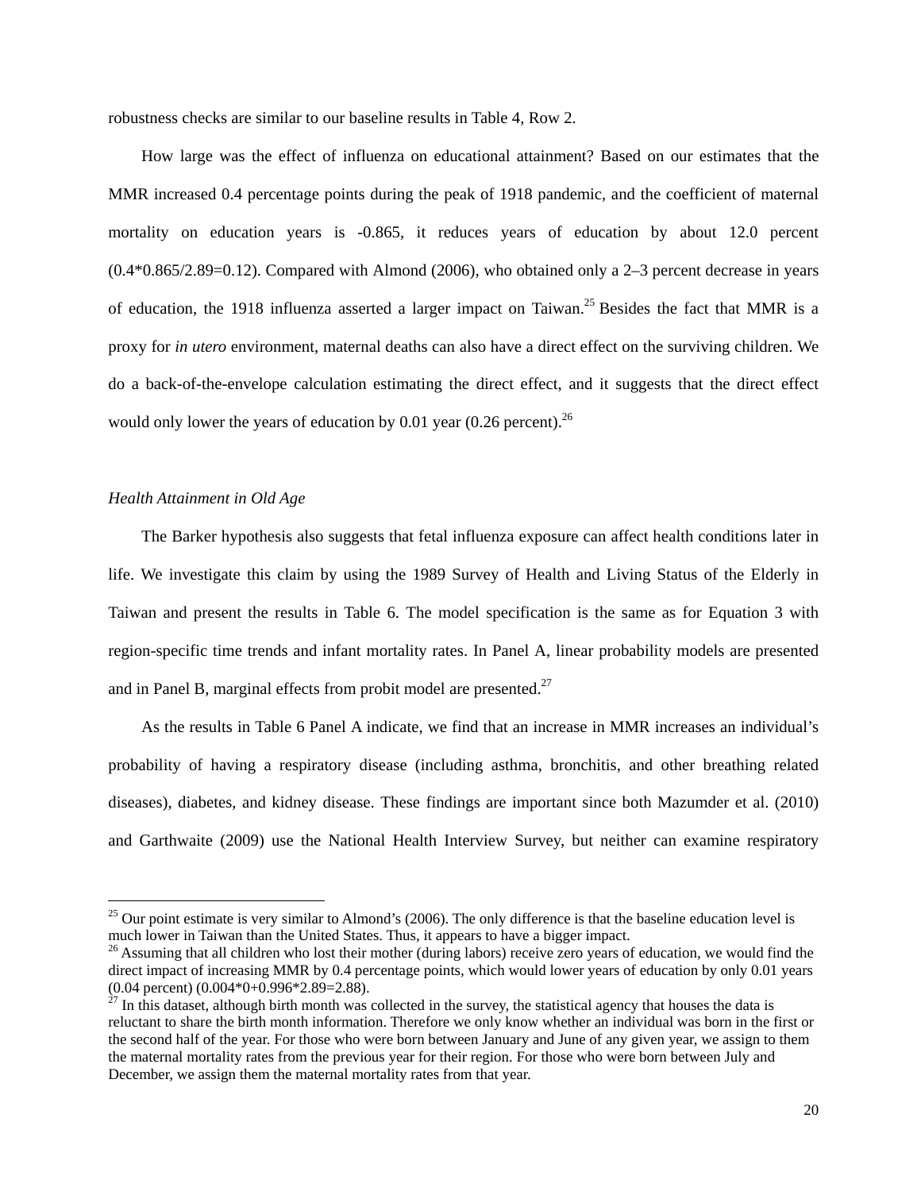robustness checks are similar to our baseline results in Table 4, Row 2.

How large was the effect of influenza on educational attainment? Based on our estimates that the MMR increased 0.4 percentage points during the peak of 1918 pandemic, and the coefficient of maternal mortality on education years is -0.865, it reduces years of education by about 12.0 percent (0.4*0.865/2.89=0.12). Compared with Almond (2006), who obtained only a 2–3 percent decrease in years of education, the 1918 influenza asserted a larger impact on Taiwan.[25] Besides the fact that MMR is a proxy for *in utero* environment, maternal deaths can also have a direct effect on the surviving children. We do a back-of-the-envelope calculation estimating the direct effect, and it suggests that the direct effect would only lower the years of education by 0.01 year (0.26 percent).[26]

*Health Attainment in Old Age*

The Barker hypothesis also suggests that fetal influenza exposure can affect health conditions later in life. We investigate this claim by using the 1989 Survey of Health and Living Status of the Elderly in Taiwan and present the results in Table 6. The model specification is the same as for Equation 3 with region-specific time trends and infant mortality rates. In Panel A, linear probability models are presented and in Panel B, marginal effects from probit model are presented.[27]

As the results in Table 6 Panel A indicate, we find that an increase in MMR increases an individual's probability of having a respiratory disease (including asthma, bronchitis, and other breathing related diseases), diabetes, and kidney disease. These findings are important since both Mazumder et al. (2010) and Garthwaite (2009) use the National Health Interview Survey, but neither can examine respiratory

---

[25] Our point estimate is very similar to Almond's (2006). The only difference is that the baseline education level is much lower in Taiwan than the United States. Thus, it appears to have a bigger impact.

[26] Assuming that all children who lost their mother (during labors) receive zero years of education, we would find the direct impact of increasing MMR by 0.4 percentage points, which would lower years of education by only 0.01 years (0.04 percent) (0.004*0+0.996*2.89=2.88).

[27] In this dataset, although birth month was collected in the survey, the statistical agency that houses the data is reluctant to share the birth month information. Therefore we only know whether an individual was born in the first or the second half of the year. For those who were born between January and June of any given year, we assign to them the maternal mortality rates from the previous year for their region. For those who were born between July and December, we assign them the maternal mortality rates from that year.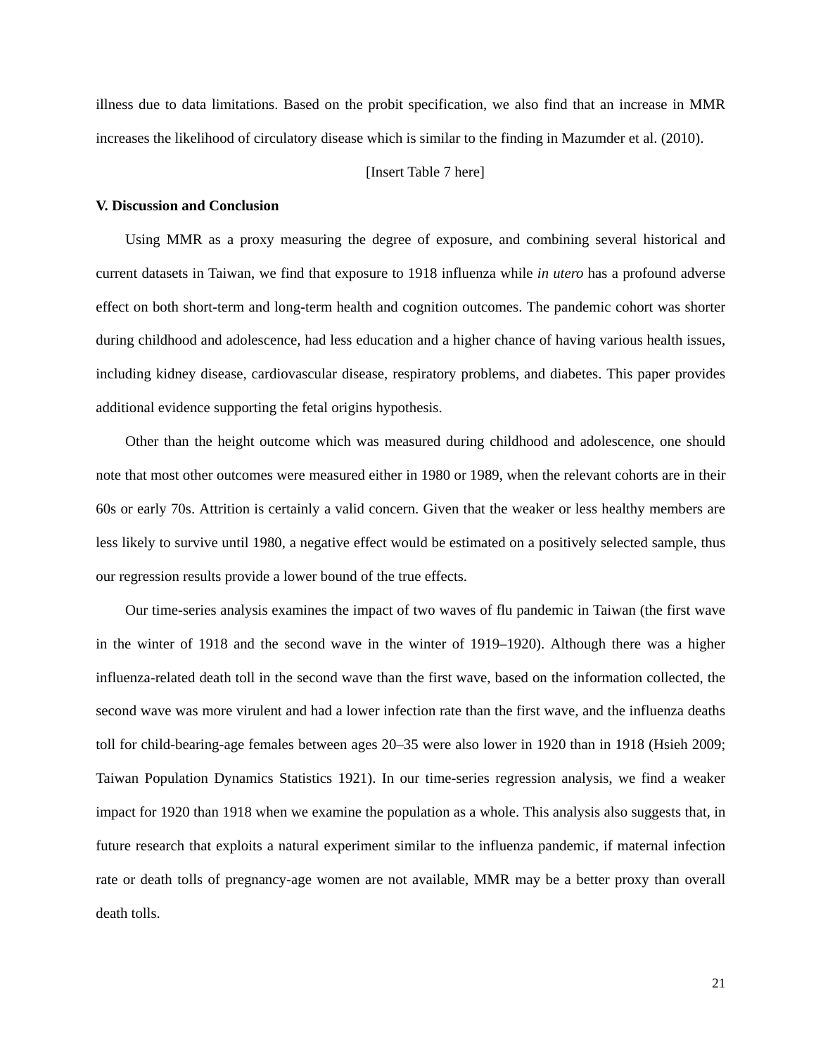illness due to data limitations. Based on the probit specification, we also find that an increase in MMR increases the likelihood of circulatory disease which is similar to the finding in Mazumder et al. (2010).

[Insert Table 7 here]

## V. Discussion and Conclusion

Using MMR as a proxy measuring the degree of exposure, and combining several historical and current datasets in Taiwan, we find that exposure to 1918 influenza while *in utero* has a profound adverse effect on both short-term and long-term health and cognition outcomes. The pandemic cohort was shorter during childhood and adolescence, had less education and a higher chance of having various health issues, including kidney disease, cardiovascular disease, respiratory problems, and diabetes. This paper provides additional evidence supporting the fetal origins hypothesis.

Other than the height outcome which was measured during childhood and adolescence, one should note that most other outcomes were measured either in 1980 or 1989, when the relevant cohorts are in their 60s or early 70s. Attrition is certainly a valid concern. Given that the weaker or less healthy members are less likely to survive until 1980, a negative effect would be estimated on a positively selected sample, thus our regression results provide a lower bound of the true effects.

Our time-series analysis examines the impact of two waves of flu pandemic in Taiwan (the first wave in the winter of 1918 and the second wave in the winter of 1919–1920). Although there was a higher influenza-related death toll in the second wave than the first wave, based on the information collected, the second wave was more virulent and had a lower infection rate than the first wave, and the influenza deaths toll for child-bearing-age females between ages 20–35 were also lower in 1920 than in 1918 (Hsieh 2009; Taiwan Population Dynamics Statistics 1921). In our time-series regression analysis, we find a weaker impact for 1920 than 1918 when we examine the population as a whole. This analysis also suggests that, in future research that exploits a natural experiment similar to the influenza pandemic, if maternal infection rate or death tolls of pregnancy-age women are not available, MMR may be a better proxy than overall death tolls.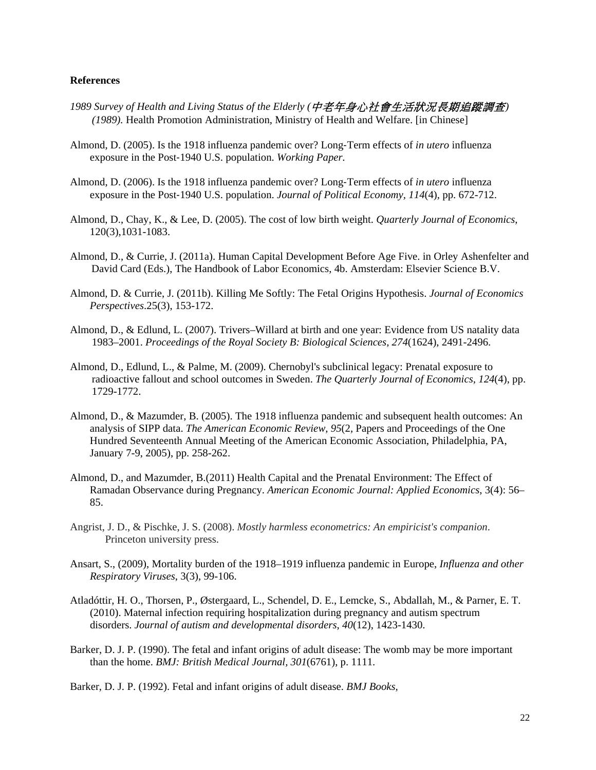**References**

*1989 Survey of Health and Living Status of the Elderly (中老年身心社會生活狀況長期追蹤調查) (1989).* Health Promotion Administration, Ministry of Health and Welfare. [in Chinese]

Almond, D. (2005). Is the 1918 influenza pandemic over? Long-Term effects of *in utero* influenza exposure in the Post-1940 U.S. population. *Working Paper*.

Almond, D. (2006). Is the 1918 influenza pandemic over? Long-Term effects of *in utero* influenza exposure in the Post-1940 U.S. population. *Journal of Political Economy, 114*(4), pp. 672-712.

Almond, D., Chay, K., & Lee, D. (2005). The cost of low birth weight. *Quarterly Journal of Economics*, 120(3),1031-1083.

Almond, D., & Currie, J. (2011a). Human Capital Development Before Age Five. in Orley Ashenfelter and David Card (Eds.), The Handbook of Labor Economics, 4b. Amsterdam: Elsevier Science B.V.

Almond, D. & Currie, J. (2011b). Killing Me Softly: The Fetal Origins Hypothesis. *Journal of Economics Perspectives*.25(3), 153-172.

Almond, D., & Edlund, L. (2007). Trivers–Willard at birth and one year: Evidence from US natality data 1983–2001. *Proceedings of the Royal Society B: Biological Sciences, 274*(1624), 2491-2496.

Almond, D., Edlund, L., & Palme, M. (2009). Chernobyl's subclinical legacy: Prenatal exposure to radioactive fallout and school outcomes in Sweden. *The Quarterly Journal of Economics, 124*(4), pp. 1729-1772.

Almond, D., & Mazumder, B. (2005). The 1918 influenza pandemic and subsequent health outcomes: An analysis of SIPP data. *The American Economic Review, 95*(2, Papers and Proceedings of the One Hundred Seventeenth Annual Meeting of the American Economic Association, Philadelphia, PA, January 7-9, 2005), pp. 258-262.

Almond, D., and Mazumder, B.(2011) Health Capital and the Prenatal Environment: The Effect of Ramadan Observance during Pregnancy. *American Economic Journal: Applied Economics*, 3(4): 56–85.

Angrist, J. D., & Pischke, J. S. (2008). *Mostly harmless econometrics: An empiricist's companion*. Princeton university press.

Ansart, S., (2009), Mortality burden of the 1918–1919 influenza pandemic in Europe, *Influenza and other Respiratory Viruses*, 3(3), 99-106.

Atladóttir, H. O., Thorsen, P., Østergaard, L., Schendel, D. E., Lemcke, S., Abdallah, M., & Parner, E. T. (2010). Maternal infection requiring hospitalization during pregnancy and autism spectrum disorders. *Journal of autism and developmental disorders, 40*(12), 1423-1430.

Barker, D. J. P. (1990). The fetal and infant origins of adult disease: The womb may be more important than the home. *BMJ: British Medical Journal, 301*(6761), p. 1111.

Barker, D. J. P. (1992). Fetal and infant origins of adult disease. *BMJ Books,*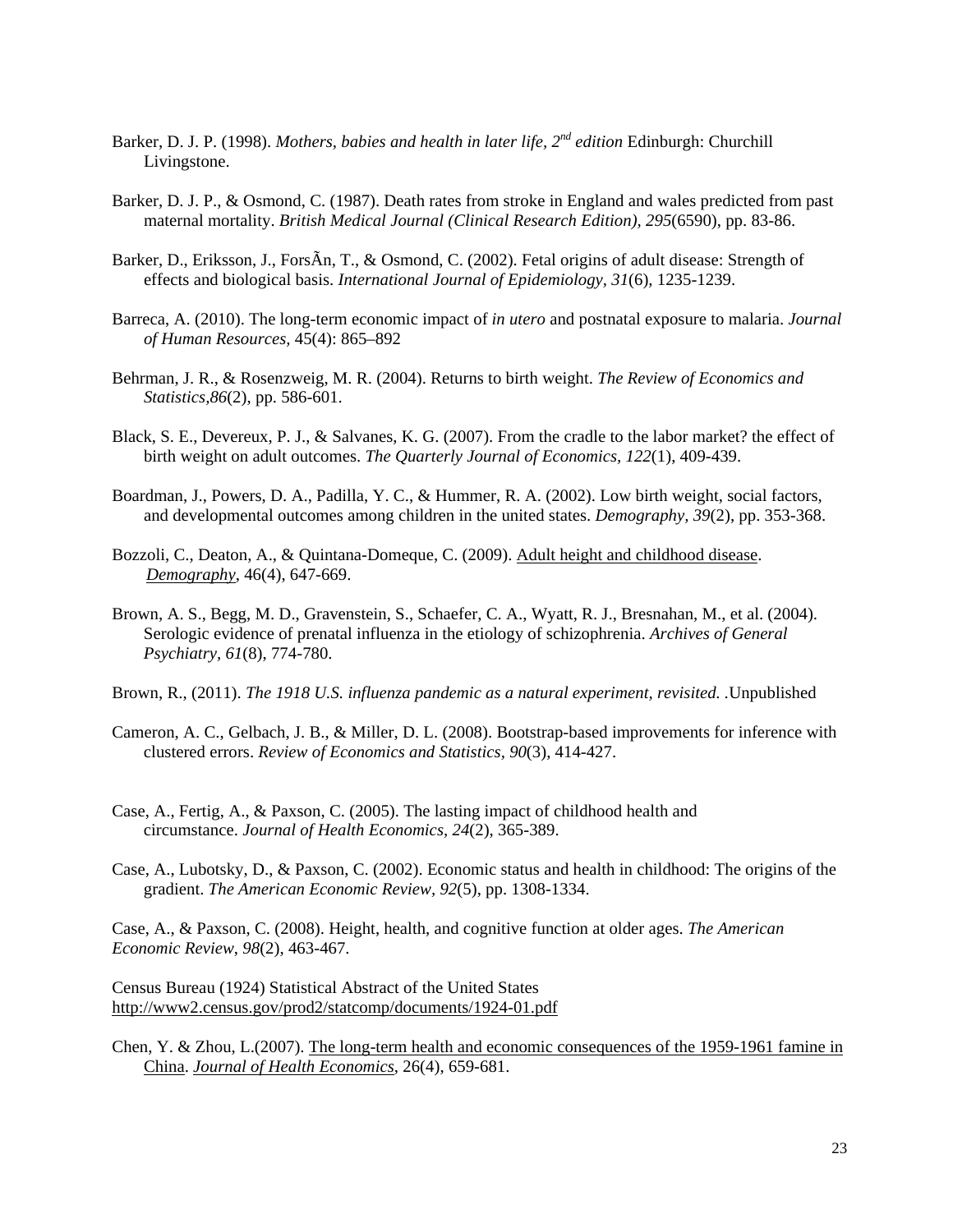Barker, D. J. P. (1998). *Mothers, babies and health in later life, 2nd edition* Edinburgh: Churchill Livingstone.

Barker, D. J. P., & Osmond, C. (1987). Death rates from stroke in England and wales predicted from past maternal mortality. *British Medical Journal (Clinical Research Edition), 295*(6590), pp. 83-86.

Barker, D., Eriksson, J., ForsÃn, T., & Osmond, C. (2002). Fetal origins of adult disease: Strength of effects and biological basis. *International Journal of Epidemiology, 31*(6), 1235-1239.

Barreca, A. (2010). The long-term economic impact of *in utero* and postnatal exposure to malaria. *Journal of Human Resources*, 45(4): 865–892

Behrman, J. R., & Rosenzweig, M. R. (2004). Returns to birth weight. *The Review of Economics and Statistics,86*(2), pp. 586-601.

Black, S. E., Devereux, P. J., & Salvanes, K. G. (2007). From the cradle to the labor market? the effect of birth weight on adult outcomes. *The Quarterly Journal of Economics, 122*(1), 409-439.

Boardman, J., Powers, D. A., Padilla, Y. C., & Hummer, R. A. (2002). Low birth weight, social factors, and developmental outcomes among children in the united states. *Demography, 39*(2), pp. 353-368.

Bozzoli, C., Deaton, A., & Quintana-Domeque, C. (2009). Adult height and childhood disease. *Demography*, 46(4), 647-669.

Brown, A. S., Begg, M. D., Gravenstein, S., Schaefer, C. A., Wyatt, R. J., Bresnahan, M., et al. (2004). Serologic evidence of prenatal influenza in the etiology of schizophrenia. *Archives of General Psychiatry, 61*(8), 774-780.

Brown, R., (2011). *The 1918 U.S. influenza pandemic as a natural experiment, revisited.* .Unpublished

Cameron, A. C., Gelbach, J. B., & Miller, D. L. (2008). Bootstrap-based improvements for inference with clustered errors. *Review of Economics and Statistics, 90*(3), 414-427.

Case, A., Fertig, A., & Paxson, C. (2005). The lasting impact of childhood health and circumstance. *Journal of Health Economics, 24*(2), 365-389.

Case, A., Lubotsky, D., & Paxson, C. (2002). Economic status and health in childhood: The origins of the gradient. *The American Economic Review, 92*(5), pp. 1308-1334.

Case, A., & Paxson, C. (2008). Height, health, and cognitive function at older ages. *The American Economic Review, 98*(2), 463-467.

Census Bureau (1924) Statistical Abstract of the United States http://www2.census.gov/prod2/statcomp/documents/1924-01.pdf

Chen, Y. & Zhou, L.(2007). The long-term health and economic consequences of the 1959-1961 famine in China. *Journal of Health Economics*, 26(4), 659-681.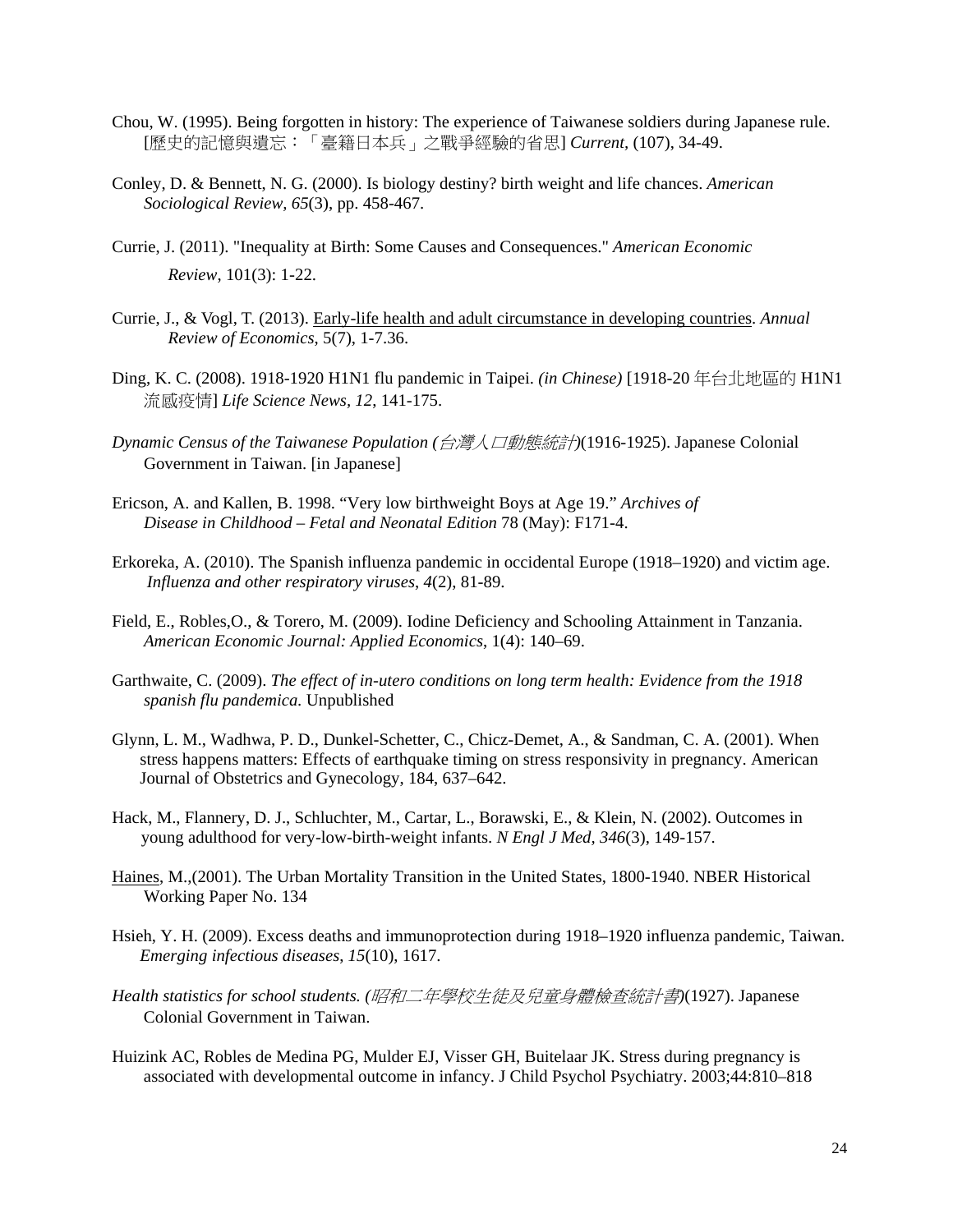Chou, W. (1995). Being forgotten in history: The experience of Taiwanese soldiers during Japanese rule. [歷史的記憶與遺忘：「臺籍日本兵」之戰爭經驗的省思] *Current*, (107), 34-49.

Conley, D. & Bennett, N. G. (2000). Is biology destiny? birth weight and life chances. *American Sociological Review*, *65*(3), pp. 458-467.

Currie, J. (2011). "Inequality at Birth: Some Causes and Consequences." *American Economic Review*, 101(3): 1-22.

Currie, J., & Vogl, T. (2013). Early-life health and adult circumstance in developing countries. *Annual Review of Economics*, 5(7), 1-7.36.

Ding, K. C. (2008). 1918-1920 H1N1 flu pandemic in Taipei. *(in Chinese)* [1918-20 年台北地區的 H1N1 流感疫情] *Life Science News, 12*, 141-175.

*Dynamic Census of the Taiwanese Population (台灣人口動態統計)*(1916-1925). Japanese Colonial Government in Taiwan. [in Japanese]

Ericson, A. and Kallen, B. 1998. "Very low birthweight Boys at Age 19." *Archives of Disease in Childhood – Fetal and Neonatal Edition* 78 (May): F171-4.

Erkoreka, A. (2010). The Spanish influenza pandemic in occidental Europe (1918–1920) and victim age. *Influenza and other respiratory viruses*, *4*(2), 81-89.

Field, E., Robles,O., & Torero, M. (2009). Iodine Deficiency and Schooling Attainment in Tanzania. *American Economic Journal: Applied Economics*, 1(4): 140–69.

Garthwaite, C. (2009). *The effect of in-utero conditions on long term health: Evidence from the 1918 spanish flu pandemica.* Unpublished

Glynn, L. M., Wadhwa, P. D., Dunkel-Schetter, C., Chicz-Demet, A., & Sandman, C. A. (2001). When stress happens matters: Effects of earthquake timing on stress responsivity in pregnancy. American Journal of Obstetrics and Gynecology, 184, 637–642.

Hack, M., Flannery, D. J., Schluchter, M., Cartar, L., Borawski, E., & Klein, N. (2002). Outcomes in young adulthood for very-low-birth-weight infants. *N Engl J Med, 346*(3), 149-157.

Haines, M.,(2001). The Urban Mortality Transition in the United States, 1800-1940. NBER Historical Working Paper No. 134

Hsieh, Y. H. (2009). Excess deaths and immunoprotection during 1918–1920 influenza pandemic, Taiwan. *Emerging infectious diseases*, *15*(10), 1617.

*Health statistics for school students. (昭和二年學校生徒及兒童身體檢查統計書)*(1927). Japanese Colonial Government in Taiwan.

Huizink AC, Robles de Medina PG, Mulder EJ, Visser GH, Buitelaar JK. Stress during pregnancy is associated with developmental outcome in infancy. J Child Psychol Psychiatry. 2003;44:810–818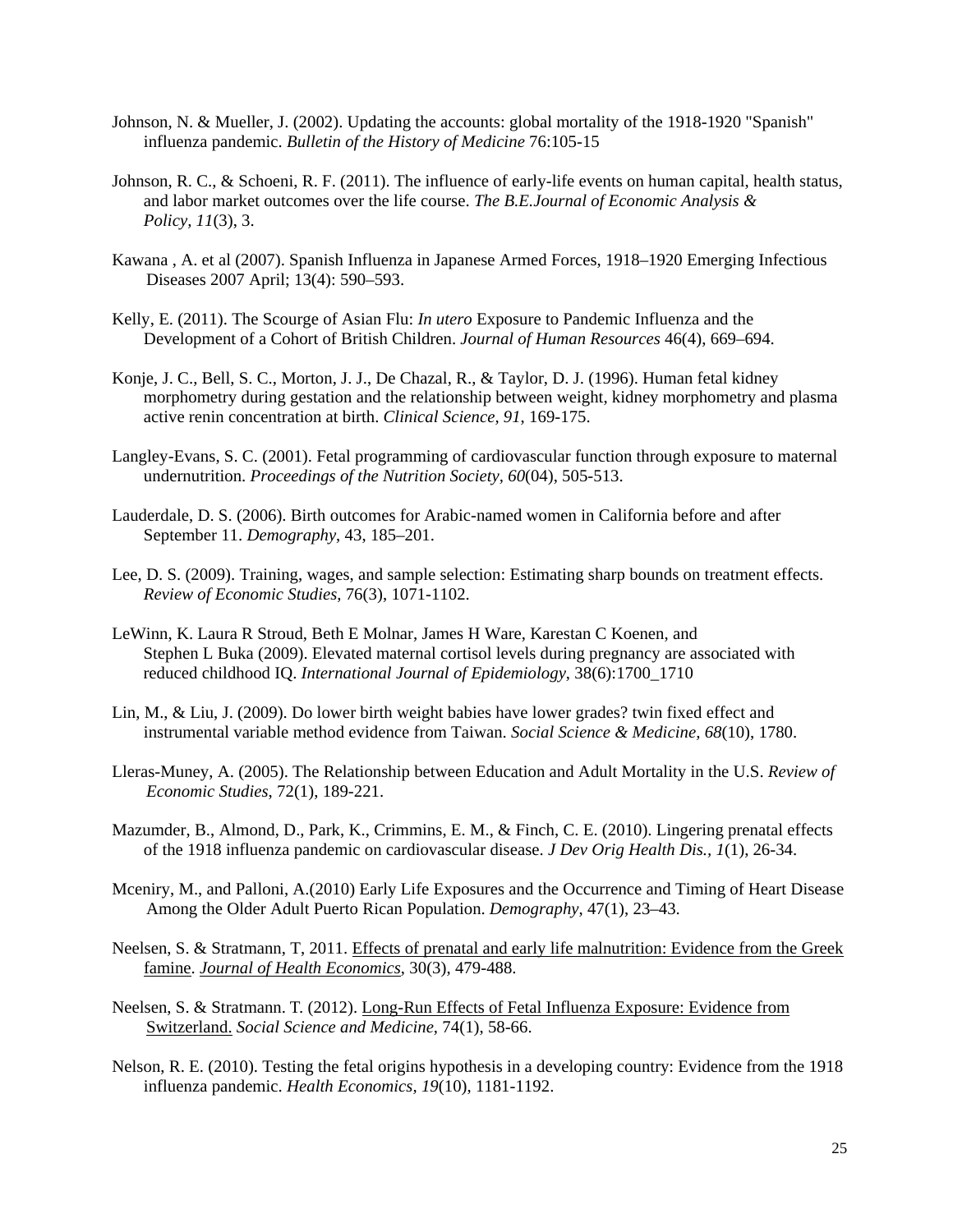Johnson, N. & Mueller, J. (2002). Updating the accounts: global mortality of the 1918-1920 "Spanish" influenza pandemic. *Bulletin of the History of Medicine* 76:105-15

Johnson, R. C., & Schoeni, R. F. (2011). The influence of early-life events on human capital, health status, and labor market outcomes over the life course. *The B.E.Journal of Economic Analysis & Policy*, *11*(3), 3.

Kawana , A. et al (2007). Spanish Influenza in Japanese Armed Forces, 1918–1920 Emerging Infectious Diseases 2007 April; 13(4): 590–593.

Kelly, E. (2011). The Scourge of Asian Flu: *In utero* Exposure to Pandemic Influenza and the Development of a Cohort of British Children. *Journal of Human Resources* 46(4), 669–694.

Konje, J. C., Bell, S. C., Morton, J. J., De Chazal, R., & Taylor, D. J. (1996). Human fetal kidney morphometry during gestation and the relationship between weight, kidney morphometry and plasma active renin concentration at birth. *Clinical Science*, *91*, 169-175.

Langley-Evans, S. C. (2001). Fetal programming of cardiovascular function through exposure to maternal undernutrition. *Proceedings of the Nutrition Society*, *60*(04), 505-513.

Lauderdale, D. S. (2006). Birth outcomes for Arabic-named women in California before and after September 11. *Demography*, 43, 185–201.

Lee, D. S. (2009). Training, wages, and sample selection: Estimating sharp bounds on treatment effects. *Review of Economic Studies*, 76(3), 1071-1102.

LeWinn, K. Laura R Stroud, Beth E Molnar, James H Ware, Karestan C Koenen, and Stephen L Buka (2009). Elevated maternal cortisol levels during pregnancy are associated with reduced childhood IQ. *International Journal of Epidemiology*, 38(6):1700_1710

Lin, M., & Liu, J. (2009). Do lower birth weight babies have lower grades? twin fixed effect and instrumental variable method evidence from Taiwan. *Social Science & Medicine, 68*(10), 1780.

Lleras-Muney, A. (2005). The Relationship between Education and Adult Mortality in the U.S. *Review of Economic Studies*, 72(1), 189-221.

Mazumder, B., Almond, D., Park, K., Crimmins, E. M., & Finch, C. E. (2010). Lingering prenatal effects of the 1918 influenza pandemic on cardiovascular disease. *J Dev Orig Health Dis., 1*(1), 26-34.

Mceniry, M., and Palloni, A.(2010) Early Life Exposures and the Occurrence and Timing of Heart Disease Among the Older Adult Puerto Rican Population. *Demography*, 47(1), 23–43.

Neelsen, S. & Stratmann, T, 2011. Effects of prenatal and early life malnutrition: Evidence from the Greek famine. *Journal of Health Economics*, 30(3), 479-488.

Neelsen, S. & Stratmann. T. (2012). Long-Run Effects of Fetal Influenza Exposure: Evidence from Switzerland. *Social Science and Medicine*, 74(1), 58-66.

Nelson, R. E. (2010). Testing the fetal origins hypothesis in a developing country: Evidence from the 1918 influenza pandemic. *Health Economics, 19*(10), 1181-1192.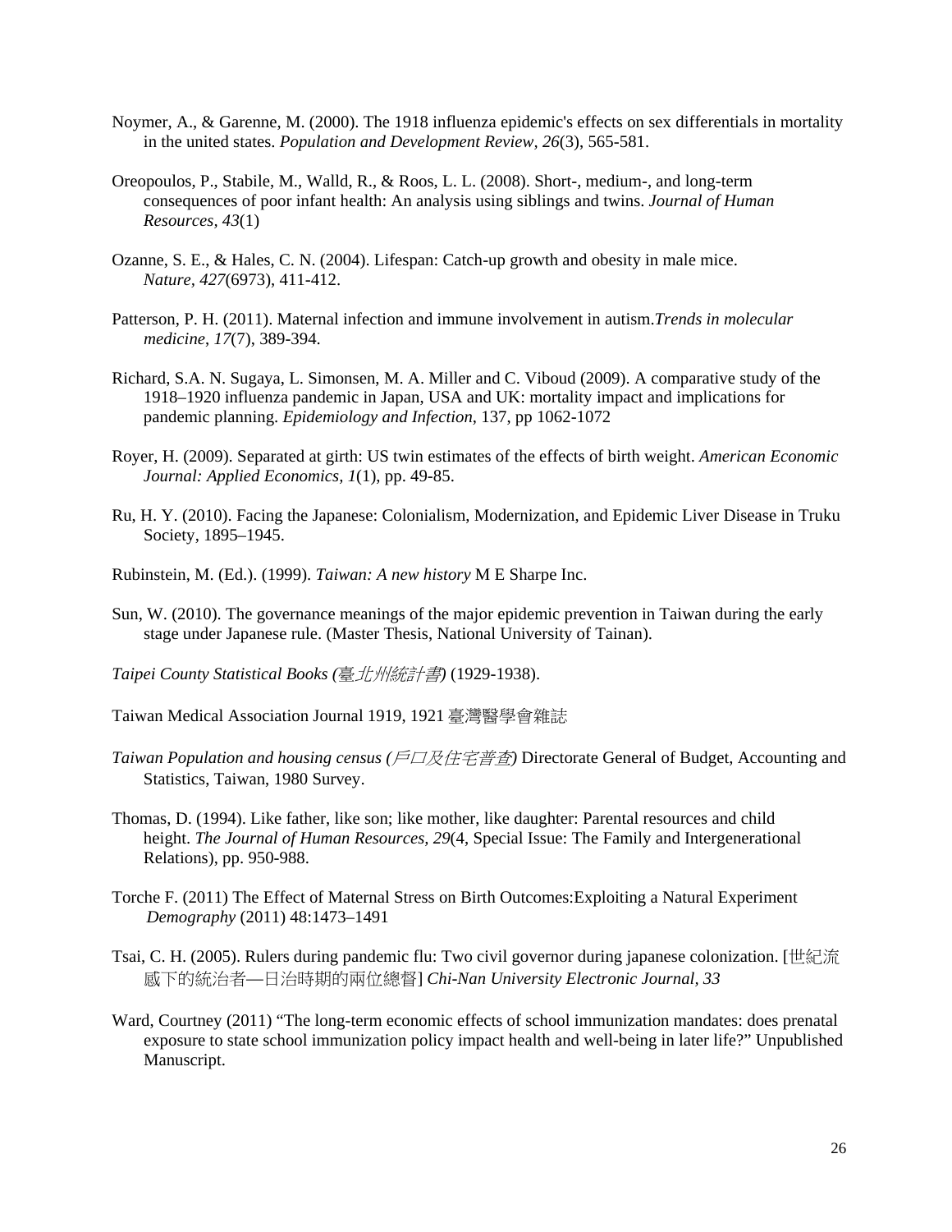Noymer, A., & Garenne, M. (2000). The 1918 influenza epidemic's effects on sex differentials in mortality in the united states. *Population and Development Review*, *26*(3), 565-581.

Oreopoulos, P., Stabile, M., Walld, R., & Roos, L. L. (2008). Short-, medium-, and long-term consequences of poor infant health: An analysis using siblings and twins. *Journal of Human Resources*, *43*(1)

Ozanne, S. E., & Hales, C. N. (2004). Lifespan: Catch-up growth and obesity in male mice. *Nature*, *427*(6973), 411-412.

Patterson, P. H. (2011). Maternal infection and immune involvement in autism.*Trends in molecular medicine*, *17*(7), 389-394.

Richard, S.A. N. Sugaya, L. Simonsen, M. A. Miller and C. Viboud (2009). A comparative study of the 1918–1920 influenza pandemic in Japan, USA and UK: mortality impact and implications for pandemic planning. *Epidemiology and Infection*, 137, pp 1062-1072

Royer, H. (2009). Separated at girth: US twin estimates of the effects of birth weight. *American Economic Journal: Applied Economics*, *1*(1), pp. 49-85.

Ru, H. Y. (2010). Facing the Japanese: Colonialism, Modernization, and Epidemic Liver Disease in Truku Society, 1895–1945.

Rubinstein, M. (Ed.). (1999). *Taiwan: A new history* M E Sharpe Inc.

Sun, W. (2010). The governance meanings of the major epidemic prevention in Taiwan during the early stage under Japanese rule. (Master Thesis, National University of Tainan).

*Taipei County Statistical Books (臺北州統計書)* (1929-1938).

Taiwan Medical Association Journal 1919, 1921 臺灣醫學會雜誌

*Taiwan Population and housing census (戶口及住宅普查)* Directorate General of Budget, Accounting and Statistics, Taiwan, 1980 Survey.

Thomas, D. (1994). Like father, like son; like mother, like daughter: Parental resources and child height. *The Journal of Human Resources, 29*(4, Special Issue: The Family and Intergenerational Relations), pp. 950-988.

Torche F. (2011) The Effect of Maternal Stress on Birth Outcomes:Exploiting a Natural Experiment *Demography* (2011) 48:1473–1491

Tsai, C. H. (2005). Rulers during pandemic flu: Two civil governor during japanese colonization. [世紀流感下的統治者—日治時期的兩位總督] *Chi-Nan University Electronic Journal*, *33*

Ward, Courtney (2011) "The long-term economic effects of school immunization mandates: does prenatal exposure to state school immunization policy impact health and well-being in later life?" Unpublished Manuscript.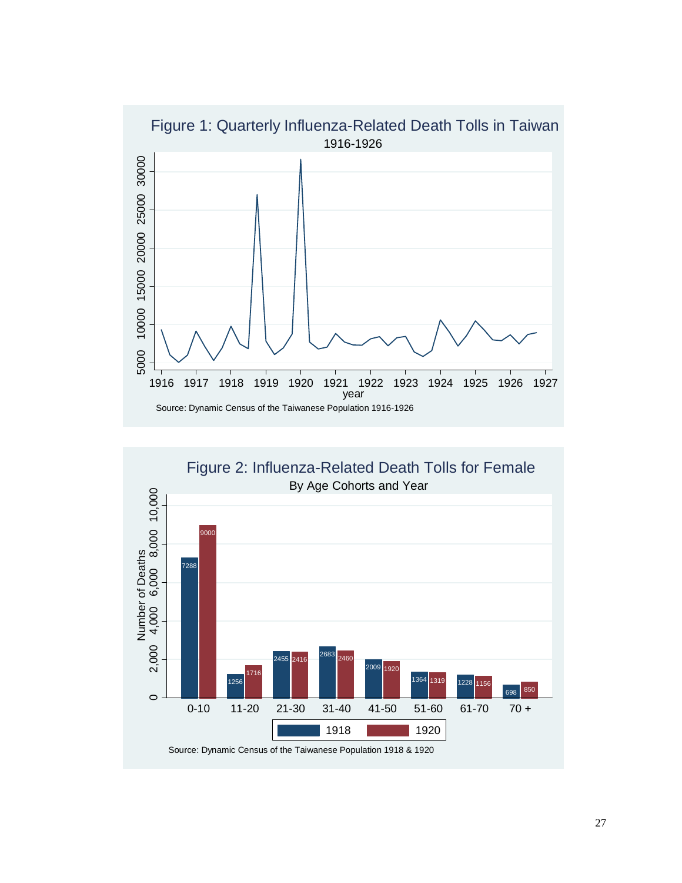Figure 1: Quarterly Influenza-Related Death Tolls in Taiwan

1916-1926

Source: Dynamic Census of the Taiwanese Population 1916-1926

Figure 2: Influenza-Related Death Tolls for Female

By Age Cohorts and Year

| Age cohort | 1918 | 1920 |
| --- | --- | --- |
| 0-10 | 7288 | 9000 |
| 11-20 | 1256 | 1716 |
| 21-30 | 2455 | 2416 |
| 31-40 | 2683 | 2460 |
| 41-50 | 2009 | 1920 |
| 51-60 | 1364 | 1319 |
| 61-70 | 1228 | 1156 |
| 70 + | 698 | 850 |

Source: Dynamic Census of the Taiwanese Population 1918 & 1920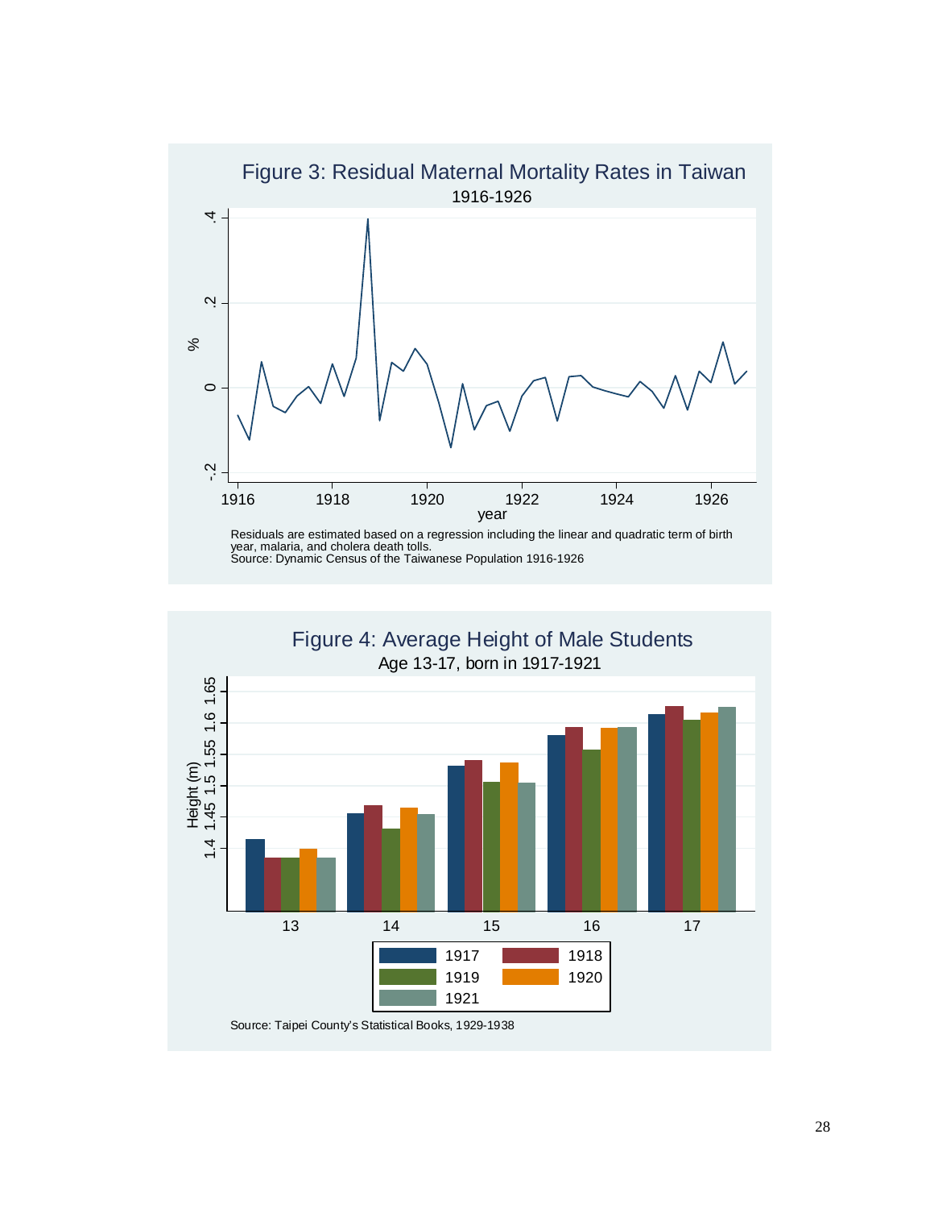Figure 3: Residual Maternal Mortality Rates in Taiwan

1916-1926

Residuals are estimated based on a regression including the linear and quadratic term of birth year, malaria, and cholera death tolls.
Source: Dynamic Census of the Taiwanese Population 1916-1926

Figure 4: Average Height of Male Students

Age 13-17, born in 1917-1921

Source: Taipei County's Statistical Books, 1929-1938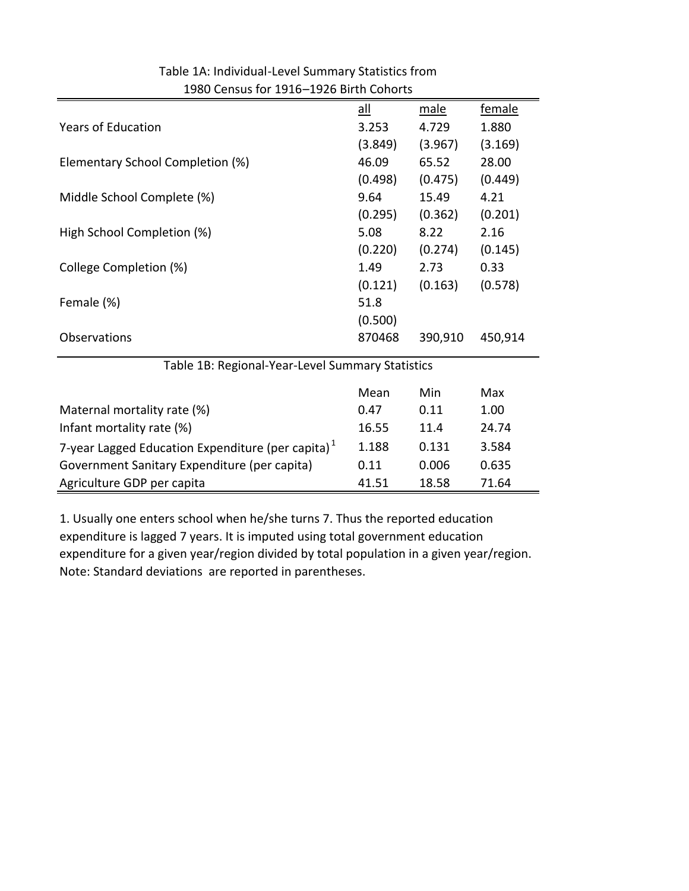Table 1A: Individual-Level Summary Statistics from 1980 Census for 1916–1926 Birth Cohorts

| | all | male | female |
|---|---|---|---|
| Years of Education | 3.253 | 4.729 | 1.880 |
| | (3.849) | (3.967) | (3.169) |
| Elementary School Completion (%) | 46.09 | 65.52 | 28.00 |
| | (0.498) | (0.475) | (0.449) |
| Middle School Complete (%) | 9.64 | 15.49 | 4.21 |
| | (0.295) | (0.362) | (0.201) |
| High School Completion (%) | 5.08 | 8.22 | 2.16 |
| | (0.220) | (0.274) | (0.145) |
| College Completion (%) | 1.49 | 2.73 | 0.33 |
| | (0.121) | (0.163) | (0.578) |
| Female (%) | 51.8 | | |
| | (0.500) | | |
| Observations | 870468 | 390,910 | 450,914 |

Table 1B: Regional-Year-Level Summary Statistics

| | Mean | Min | Max |
|---|---|---|---|
| Maternal mortality rate (%) | 0.47 | 0.11 | 1.00 |
| Infant mortality rate (%) | 16.55 | 11.4 | 24.74 |
| 7-year Lagged Education Expenditure (per capita)[1] | 1.188 | 0.131 | 3.584 |
| Government Sanitary Expenditure (per capita) | 0.11 | 0.006 | 0.635 |
| Agriculture GDP per capita | 41.51 | 18.58 | 71.64 |

1. Usually one enters school when he/she turns 7. Thus the reported education expenditure is lagged 7 years. It is imputed using total government education expenditure for a given year/region divided by total population in a given year/region.
Note: Standard deviations are reported in parentheses.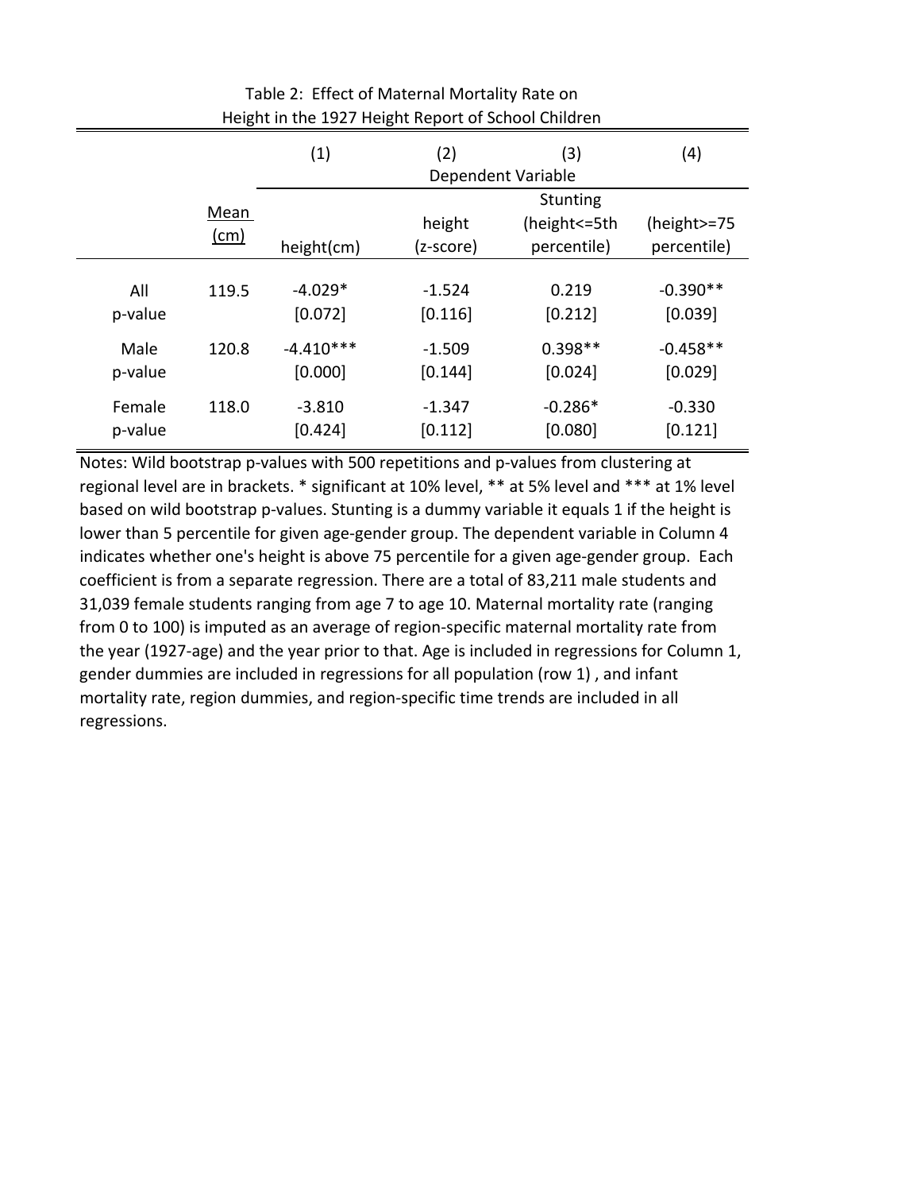Table 2: Effect of Maternal Mortality Rate on Height in the 1927 Height Report of School Children

| | Mean (cm) | (1) height(cm) | (2) height (z-score) | (3) Stunting (height<=5th percentile) | (4) (height>=75 percentile) |
|---|---|---|---|---|---|
| | | Dependent Variable | | | |
| All | 119.5 | -4.029* | -1.524 | 0.219 | -0.390** |
| p-value | | [0.072] | [0.116] | [0.212] | [0.039] |
| Male | 120.8 | -4.410*** | -1.509 | 0.398** | -0.458** |
| p-value | | [0.000] | [0.144] | [0.024] | [0.029] |
| Female | 118.0 | -3.810 | -1.347 | -0.286* | -0.330 |
| p-value | | [0.424] | [0.112] | [0.080] | [0.121] |

Notes: Wild bootstrap p-values with 500 repetitions and p-values from clustering at regional level are in brackets. * significant at 10% level, ** at 5% level and *** at 1% level based on wild bootstrap p-values. Stunting is a dummy variable it equals 1 if the height is lower than 5 percentile for given age-gender group. The dependent variable in Column 4 indicates whether one's height is above 75 percentile for a given age-gender group. Each coefficient is from a separate regression. There are a total of 83,211 male students and 31,039 female students ranging from age 7 to age 10. Maternal mortality rate (ranging from 0 to 100) is imputed as an average of region-specific maternal mortality rate from the year (1927-age) and the year prior to that. Age is included in regressions for Column 1, gender dummies are included in regressions for all population (row 1) , and infant mortality rate, region dummies, and region-specific time trends are included in all regressions.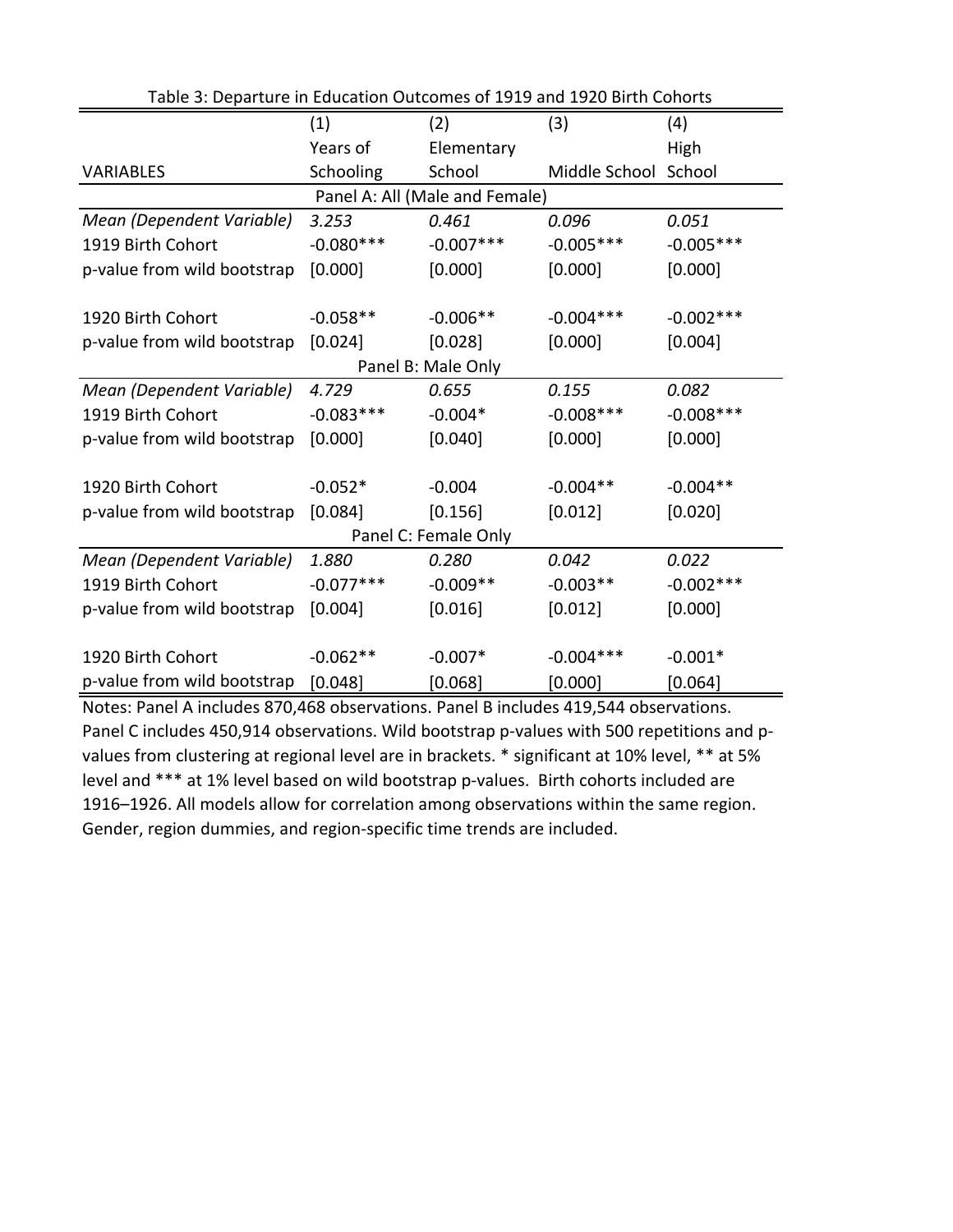Table 3: Departure in Education Outcomes of 1919 and 1920 Birth Cohorts

| VARIABLES | (1) Years of Schooling | (2) Elementary School | (3) Middle School | (4) High School |
|---|---|---|---|---|
| | Panel A: All (Male and Female) | | | |
| *Mean (Dependent Variable)* | *3.253* | *0.461* | *0.096* | *0.051* |
| 1919 Birth Cohort | -0.080*** | -0.007*** | -0.005*** | -0.005*** |
| p-value from wild bootstrap | [0.000] | [0.000] | [0.000] | [0.000] |
| 1920 Birth Cohort | -0.058** | -0.006** | -0.004*** | -0.002*** |
| p-value from wild bootstrap | [0.024] | [0.028] | [0.000] | [0.004] |
| | Panel B: Male Only | | | |
| *Mean (Dependent Variable)* | *4.729* | *0.655* | *0.155* | *0.082* |
| 1919 Birth Cohort | -0.083*** | -0.004* | -0.008*** | -0.008*** |
| p-value from wild bootstrap | [0.000] | [0.040] | [0.000] | [0.000] |
| 1920 Birth Cohort | -0.052* | -0.004 | -0.004** | -0.004** |
| p-value from wild bootstrap | [0.084] | [0.156] | [0.012] | [0.020] |
| | Panel C: Female Only | | | |
| *Mean (Dependent Variable)* | *1.880* | *0.280* | *0.042* | *0.022* |
| 1919 Birth Cohort | -0.077*** | -0.009** | -0.003** | -0.002*** |
| p-value from wild bootstrap | [0.004] | [0.016] | [0.012] | [0.000] |
| 1920 Birth Cohort | -0.062** | -0.007* | -0.004*** | -0.001* |
| p-value from wild bootstrap | [0.048] | [0.068] | [0.000] | [0.064] |

Notes: Panel A includes 870,468 observations. Panel B includes 419,544 observations. Panel C includes 450,914 observations. Wild bootstrap p-values with 500 repetitions and p-values from clustering at regional level are in brackets. * significant at 10% level, ** at 5% level and *** at 1% level based on wild bootstrap p-values. Birth cohorts included are 1916–1926. All models allow for correlation among observations within the same region. Gender, region dummies, and region-specific time trends are included.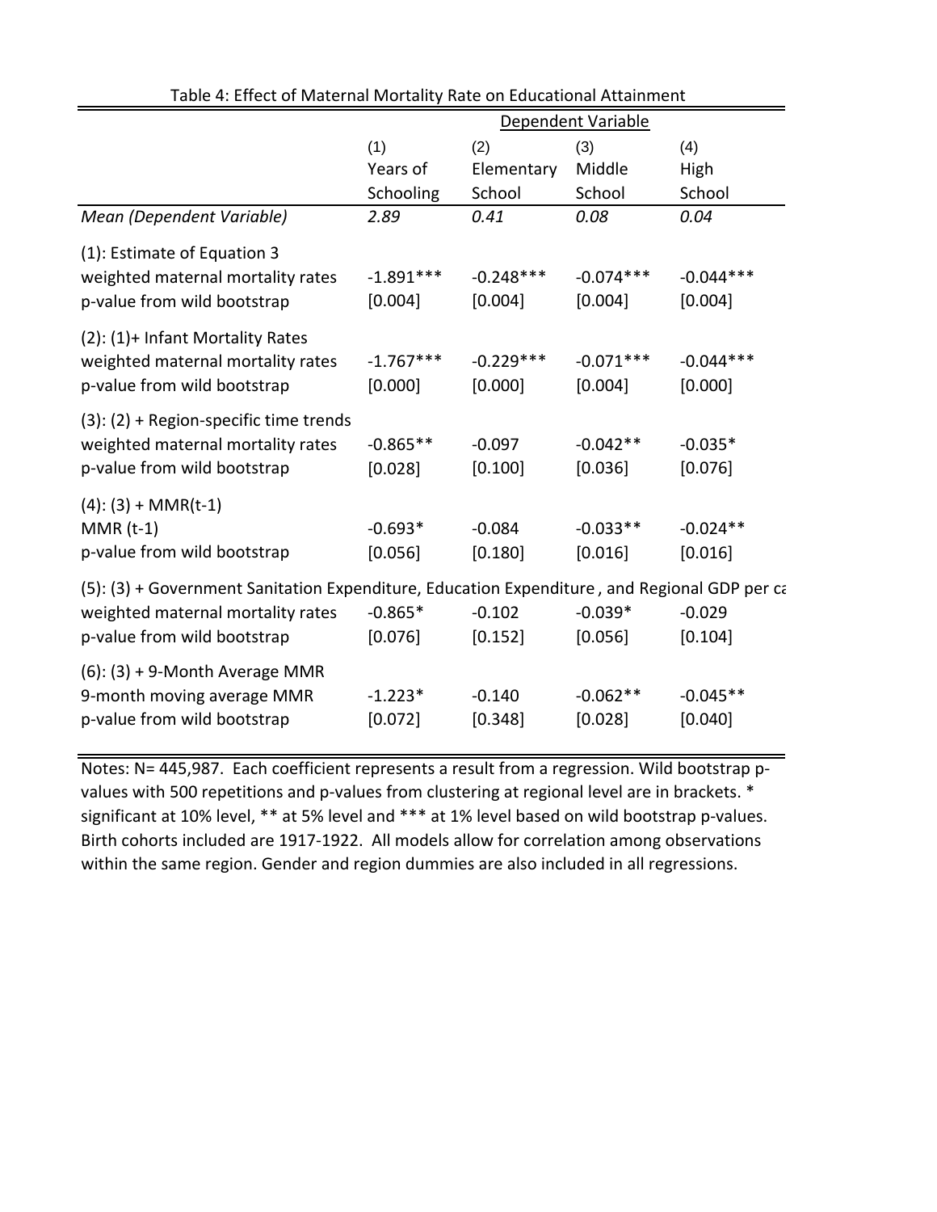Table 4: Effect of Maternal Mortality Rate on Educational Attainment

| | Dependent Variable | | | |
|---|---|---|---|---|
| | (1) Years of Schooling | (2) Elementary School | (3) Middle School | (4) High School |
| *Mean (Dependent Variable)* | *2.89* | *0.41* | *0.08* | *0.04* |
| (1): Estimate of Equation 3 | | | | |
| weighted maternal mortality rates | -1.891*** | -0.248*** | -0.074*** | -0.044*** |
| p-value from wild bootstrap | [0.004] | [0.004] | [0.004] | [0.004] |
| (2): (1)+ Infant Mortality Rates | | | | |
| weighted maternal mortality rates | -1.767*** | -0.229*** | -0.071*** | -0.044*** |
| p-value from wild bootstrap | [0.000] | [0.000] | [0.004] | [0.000] |
| (3): (2) + Region-specific time trends | | | | |
| weighted maternal mortality rates | -0.865** | -0.097 | -0.042** | -0.035* |
| p-value from wild bootstrap | [0.028] | [0.100] | [0.036] | [0.076] |
| (4): (3) + MMR(t-1) | | | | |
| MMR (t-1) | -0.693* | -0.084 | -0.033** | -0.024** |
| p-value from wild bootstrap | [0.056] | [0.180] | [0.016] | [0.016] |
| (5): (3) + Government Sanitation Expenditure, Education Expenditure , and Regional GDP per ca | | | | |
| weighted maternal mortality rates | -0.865* | -0.102 | -0.039* | -0.029 |
| p-value from wild bootstrap | [0.076] | [0.152] | [0.056] | [0.104] |
| (6): (3) + 9-Month Average MMR | | | | |
| 9-month moving average MMR | -1.223* | -0.140 | -0.062** | -0.045** |
| p-value from wild bootstrap | [0.072] | [0.348] | [0.028] | [0.040] |

Notes: N= 445,987. Each coefficient represents a result from a regression. Wild bootstrap p-values with 500 repetitions and p-values from clustering at regional level are in brackets. * significant at 10% level, ** at 5% level and *** at 1% level based on wild bootstrap p-values. Birth cohorts included are 1917-1922. All models allow for correlation among observations within the same region. Gender and region dummies are also included in all regressions.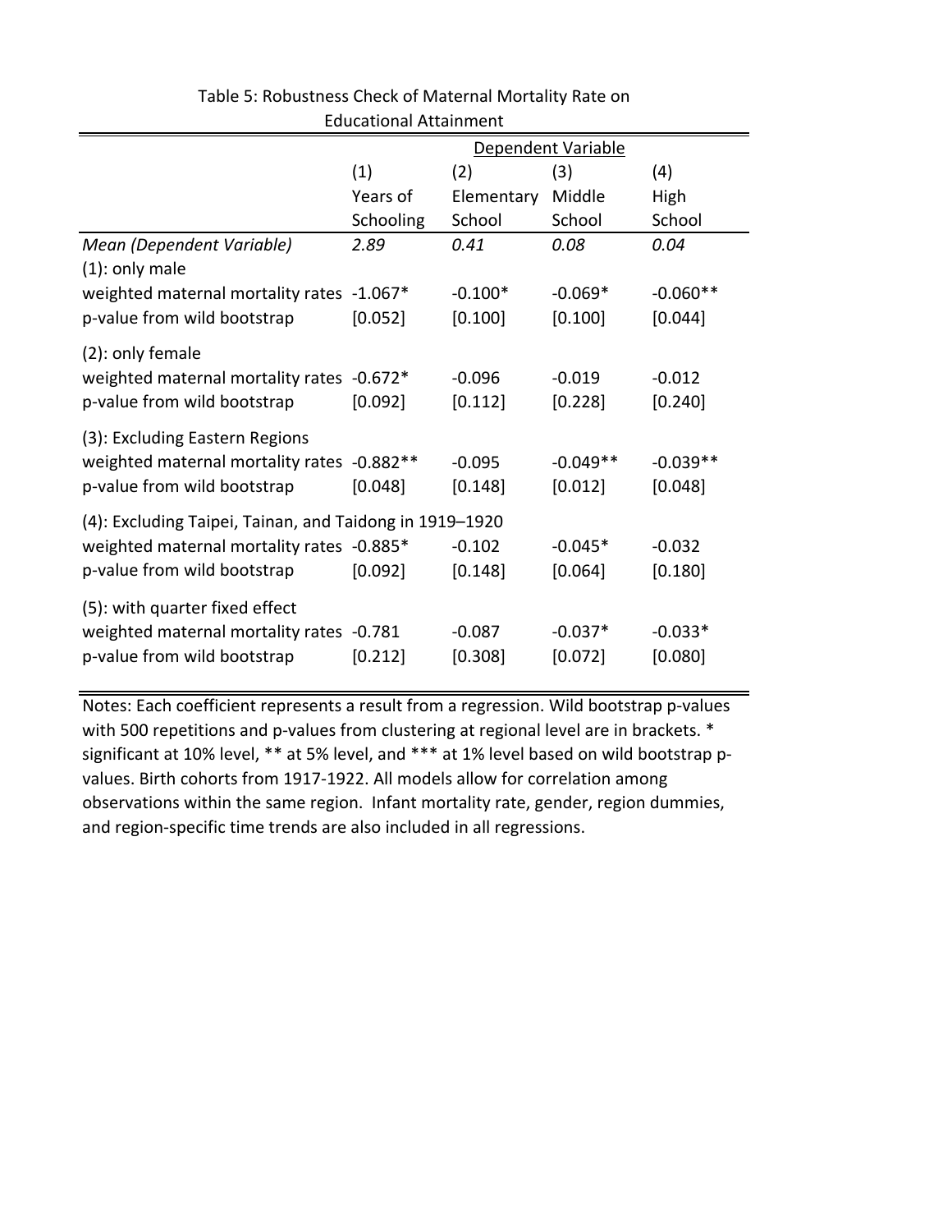Table 5: Robustness Check of Maternal Mortality Rate on Educational Attainment

| | Dependent Variable | | | |
|---|---|---|---|---|
| | (1) | (2) | (3) | (4) |
| | Years of Schooling | Elementary School | Middle School | High School |
| *Mean (Dependent Variable)* | *2.89* | *0.41* | *0.08* | *0.04* |
| (1): only male | | | | |
| weighted maternal mortality rates | -1.067* | -0.100* | -0.069* | -0.060** |
| p-value from wild bootstrap | [0.052] | [0.100] | [0.100] | [0.044] |
| (2): only female | | | | |
| weighted maternal mortality rates | -0.672* | -0.096 | -0.019 | -0.012 |
| p-value from wild bootstrap | [0.092] | [0.112] | [0.228] | [0.240] |
| (3): Excluding Eastern Regions | | | | |
| weighted maternal mortality rates | -0.882** | -0.095 | -0.049** | -0.039** |
| p-value from wild bootstrap | [0.048] | [0.148] | [0.012] | [0.048] |
| (4): Excluding Taipei, Tainan, and Taidong in 1919–1920 | | | | |
| weighted maternal mortality rates | -0.885* | -0.102 | -0.045* | -0.032 |
| p-value from wild bootstrap | [0.092] | [0.148] | [0.064] | [0.180] |
| (5): with quarter fixed effect | | | | |
| weighted maternal mortality rates | -0.781 | -0.087 | -0.037* | -0.033* |
| p-value from wild bootstrap | [0.212] | [0.308] | [0.072] | [0.080] |

Notes: Each coefficient represents a result from a regression. Wild bootstrap p-values with 500 repetitions and p-values from clustering at regional level are in brackets. * significant at 10% level, ** at 5% level, and *** at 1% level based on wild bootstrap p-values. Birth cohorts from 1917-1922. All models allow for correlation among observations within the same region. Infant mortality rate, gender, region dummies, and region-specific time trends are also included in all regressions.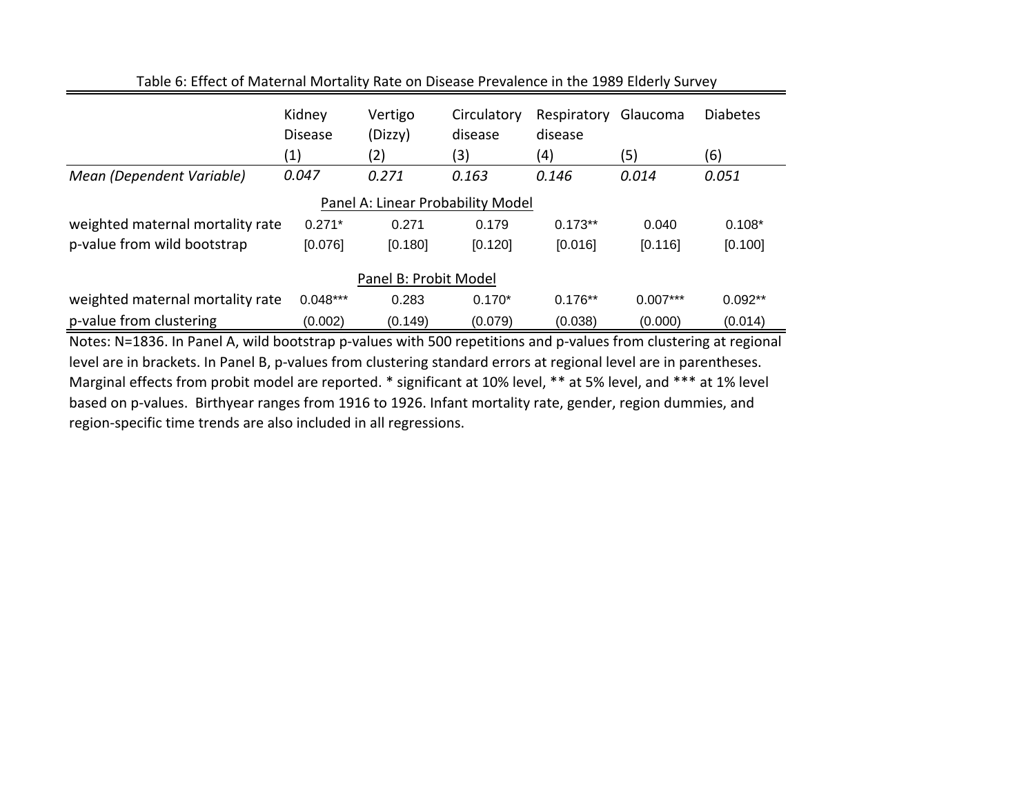Table 6: Effect of Maternal Mortality Rate on Disease Prevalence in the 1989 Elderly Survey

| | Kidney Disease | Vertigo (Dizzy) | Circulatory disease | Respiratory disease | Glaucoma | Diabetes |
|---|---|---|---|---|---|---|
| | (1) | (2) | (3) | (4) | (5) | (6) |
| *Mean (Dependent Variable)* | *0.047* | *0.271* | *0.163* | *0.146* | *0.014* | *0.051* |
| Panel A: Linear Probability Model | | | | | | |
| weighted maternal mortality rate | 0.271* | 0.271 | 0.179 | 0.173** | 0.040 | 0.108* |
| p-value from wild bootstrap | [0.076] | [0.180] | [0.120] | [0.016] | [0.116] | [0.100] |
| Panel B: Probit Model | | | | | | |
| weighted maternal mortality rate | 0.048*** | 0.283 | 0.170* | 0.176** | 0.007*** | 0.092** |
| p-value from clustering | (0.002) | (0.149) | (0.079) | (0.038) | (0.000) | (0.014) |

Notes: N=1836. In Panel A, wild bootstrap p-values with 500 repetitions and p-values from clustering at regional level are in brackets. In Panel B, p-values from clustering standard errors at regional level are in parentheses. Marginal effects from probit model are reported. * significant at 10% level, ** at 5% level, and *** at 1% level based on p-values. Birthyear ranges from 1916 to 1926. Infant mortality rate, gender, region dummies, and region-specific time trends are also included in all regressions.